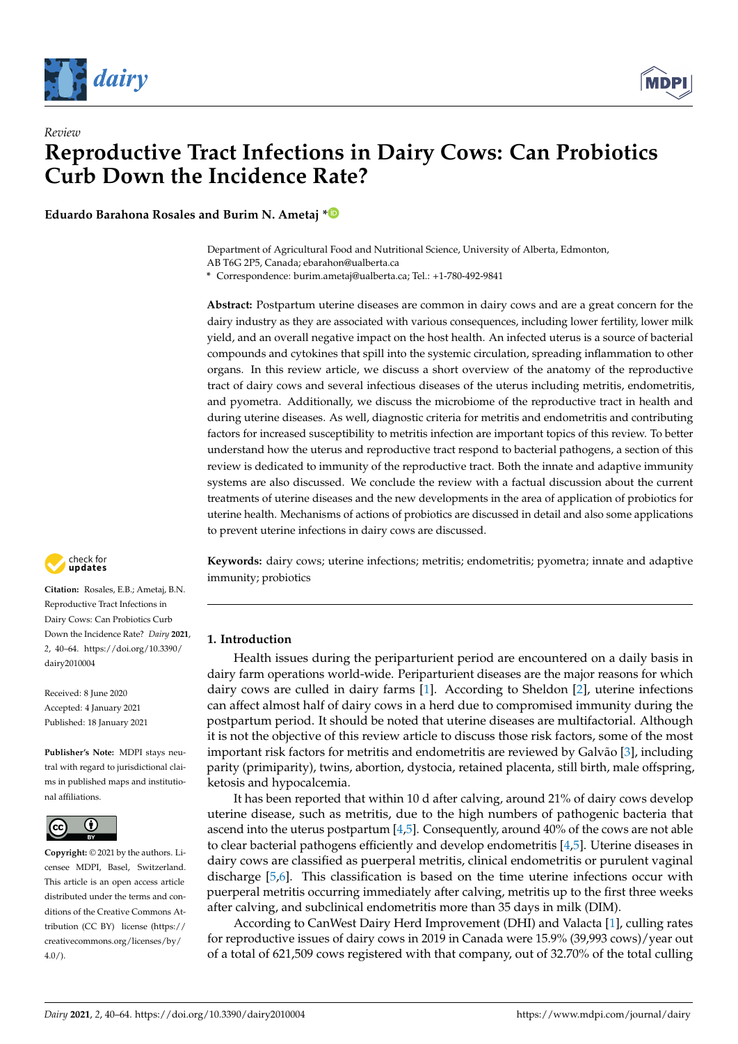*Review*

# Reproductive Tract Infections in Dairy Cows: Can Probiotics Curb Down the Incidence Rate?

**Eduardo Barahona Rosales and Burim N. Ametaj ***

Department of Agricultural Food and Nutritional Science, University of Alberta, Edmonton, AB T6G 2P5, Canada; ebarahon@ualberta.ca

* Correspondence: burim.ametaj@ualberta.ca; Tel.: +1-780-492-9841

**Abstract:** Postpartum uterine diseases are common in dairy cows and are a great concern for the dairy industry as they are associated with various consequences, including lower fertility, lower milk yield, and an overall negative impact on the host health. An infected uterus is a source of bacterial compounds and cytokines that spill into the systemic circulation, spreading inflammation to other organs. In this review article, we discuss a short overview of the anatomy of the reproductive tract of dairy cows and several infectious diseases of the uterus including metritis, endometritis, and pyometra. Additionally, we discuss the microbiome of the reproductive tract in health and during uterine diseases. As well, diagnostic criteria for metritis and endometritis and contributing factors for increased susceptibility to metritis infection are important topics of this review. To better understand how the uterus and reproductive tract respond to bacterial pathogens, a section of this review is dedicated to immunity of the reproductive tract. Both the innate and adaptive immunity systems are also discussed. We conclude the review with a factual discussion about the current treatments of uterine diseases and the new developments in the area of application of probiotics for uterine health. Mechanisms of actions of probiotics are discussed in detail and also some applications to prevent uterine infections in dairy cows are discussed.

**Keywords:** dairy cows; uterine infections; metritis; endometritis; pyometra; innate and adaptive immunity; probiotics

**Citation:** Rosales, E.B.; Ametaj, B.N. Reproductive Tract Infections in Dairy Cows: Can Probiotics Curb Down the Incidence Rate? *Dairy* **2021**, *2*, 40–64. https://doi.org/10.3390/dairy2010004

Received: 8 June 2020
Accepted: 4 January 2021
Published: 18 January 2021

**Publisher's Note:** MDPI stays neutral with regard to jurisdictional claims in published maps and institutional affiliations.

**Copyright:** © 2021 by the authors. Licensee MDPI, Basel, Switzerland. This article is an open access article distributed under the terms and conditions of the Creative Commons Attribution (CC BY) license (https://creativecommons.org/licenses/by/4.0/).

## 1. Introduction

Health issues during the periparturient period are encountered on a daily basis in dairy farm operations world-wide. Periparturient diseases are the major reasons for which dairy cows are culled in dairy farms [1]. According to Sheldon [2], uterine infections can affect almost half of dairy cows in a herd due to compromised immunity during the postpartum period. It should be noted that uterine diseases are multifactorial. Although it is not the objective of this review article to discuss those risk factors, some of the most important risk factors for metritis and endometritis are reviewed by Galvão [3], including parity (primiparity), twins, abortion, dystocia, retained placenta, still birth, male offspring, ketosis and hypocalcemia.

It has been reported that within 10 d after calving, around 21% of dairy cows develop uterine disease, such as metritis, due to the high numbers of pathogenic bacteria that ascend into the uterus postpartum [4,5]. Consequently, around 40% of the cows are not able to clear bacterial pathogens efficiently and develop endometritis [4,5]. Uterine diseases in dairy cows are classified as puerperal metritis, clinical endometritis or purulent vaginal discharge [5,6]. This classification is based on the time uterine infections occur with puerperal metritis occurring immediately after calving, metritis up to the first three weeks after calving, and subclinical endometritis more than 35 days in milk (DIM).

According to CanWest Dairy Herd Improvement (DHI) and Valacta [1], culling rates for reproductive issues of dairy cows in 2019 in Canada were 15.9% (39,993 cows)/year out of a total of 621,509 cows registered with that company, out of 32.70% of the total culling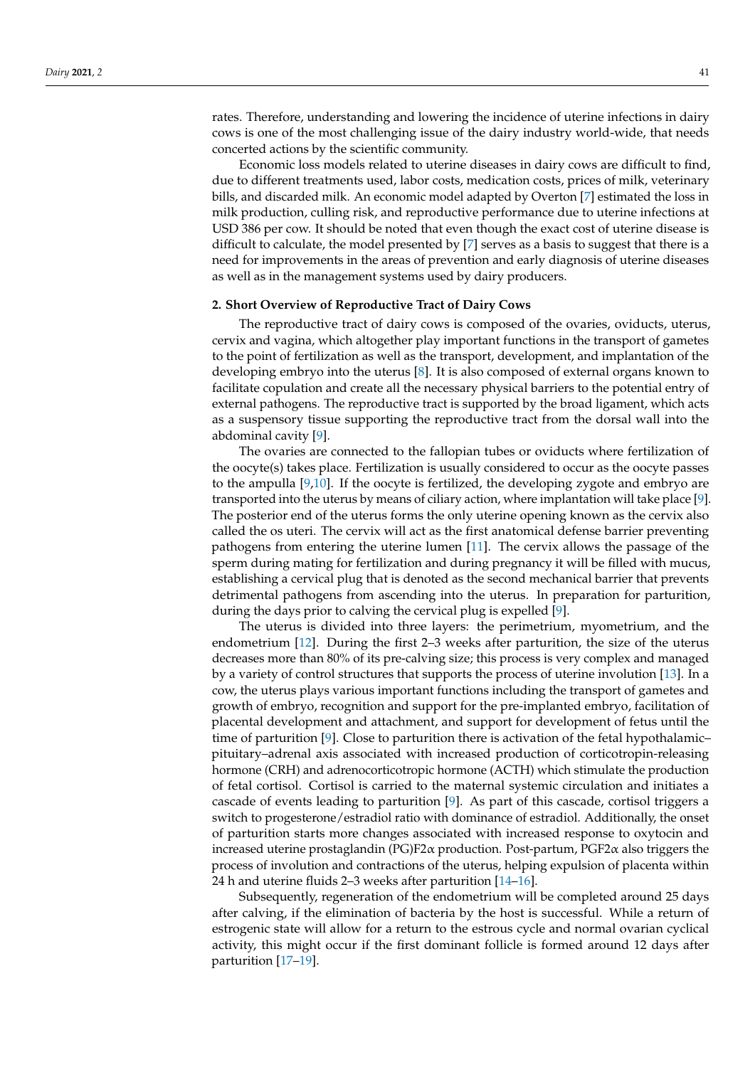rates. Therefore, understanding and lowering the incidence of uterine infections in dairy cows is one of the most challenging issue of the dairy industry world-wide, that needs concerted actions by the scientific community.

Economic loss models related to uterine diseases in dairy cows are difficult to find, due to different treatments used, labor costs, medication costs, prices of milk, veterinary bills, and discarded milk. An economic model adapted by Overton [7] estimated the loss in milk production, culling risk, and reproductive performance due to uterine infections at USD 386 per cow. It should be noted that even though the exact cost of uterine disease is difficult to calculate, the model presented by [7] serves as a basis to suggest that there is a need for improvements in the areas of prevention and early diagnosis of uterine diseases as well as in the management systems used by dairy producers.

## 2. Short Overview of Reproductive Tract of Dairy Cows

The reproductive tract of dairy cows is composed of the ovaries, oviducts, uterus, cervix and vagina, which altogether play important functions in the transport of gametes to the point of fertilization as well as the transport, development, and implantation of the developing embryo into the uterus [8]. It is also composed of external organs known to facilitate copulation and create all the necessary physical barriers to the potential entry of external pathogens. The reproductive tract is supported by the broad ligament, which acts as a suspensory tissue supporting the reproductive tract from the dorsal wall into the abdominal cavity [9].

The ovaries are connected to the fallopian tubes or oviducts where fertilization of the oocyte(s) takes place. Fertilization is usually considered to occur as the oocyte passes to the ampulla [9,10]. If the oocyte is fertilized, the developing zygote and embryo are transported into the uterus by means of ciliary action, where implantation will take place [9]. The posterior end of the uterus forms the only uterine opening known as the cervix also called the os uteri. The cervix will act as the first anatomical defense barrier preventing pathogens from entering the uterine lumen [11]. The cervix allows the passage of the sperm during mating for fertilization and during pregnancy it will be filled with mucus, establishing a cervical plug that is denoted as the second mechanical barrier that prevents detrimental pathogens from ascending into the uterus. In preparation for parturition, during the days prior to calving the cervical plug is expelled [9].

The uterus is divided into three layers: the perimetrium, myometrium, and the endometrium [12]. During the first 2–3 weeks after parturition, the size of the uterus decreases more than 80% of its pre-calving size; this process is very complex and managed by a variety of control structures that supports the process of uterine involution [13]. In a cow, the uterus plays various important functions including the transport of gametes and growth of embryo, recognition and support for the pre-implanted embryo, facilitation of placental development and attachment, and support for development of fetus until the time of parturition [9]. Close to parturition there is activation of the fetal hypothalamic–pituitary–adrenal axis associated with increased production of corticotropin-releasing hormone (CRH) and adrenocorticotropic hormone (ACTH) which stimulate the production of fetal cortisol. Cortisol is carried to the maternal systemic circulation and initiates a cascade of events leading to parturition [9]. As part of this cascade, cortisol triggers a switch to progesterone/estradiol ratio with dominance of estradiol. Additionally, the onset of parturition starts more changes associated with increased response to oxytocin and increased uterine prostaglandin (PG)F2α production. Post-partum, PGF2α also triggers the process of involution and contractions of the uterus, helping expulsion of placenta within 24 h and uterine fluids 2–3 weeks after parturition [14–16].

Subsequently, regeneration of the endometrium will be completed around 25 days after calving, if the elimination of bacteria by the host is successful. While a return of estrogenic state will allow for a return to the estrous cycle and normal ovarian cyclical activity, this might occur if the first dominant follicle is formed around 12 days after parturition [17–19].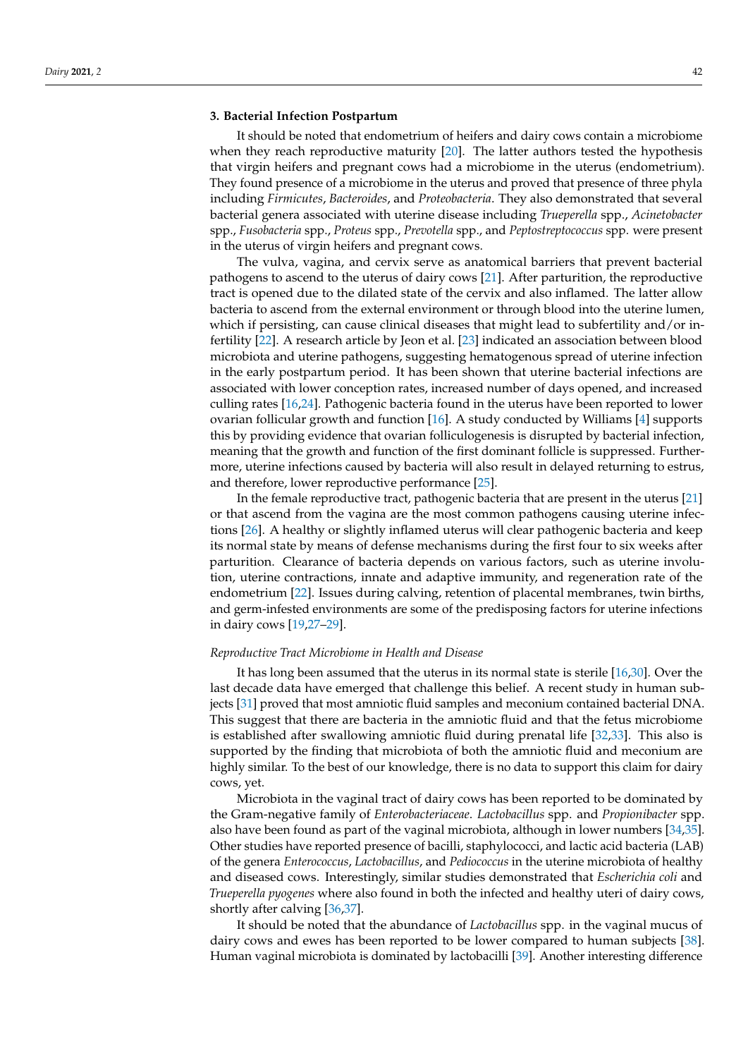## 3. Bacterial Infection Postpartum

It should be noted that endometrium of heifers and dairy cows contain a microbiome when they reach reproductive maturity [20]. The latter authors tested the hypothesis that virgin heifers and pregnant cows had a microbiome in the uterus (endometrium). They found presence of a microbiome in the uterus and proved that presence of three phyla including *Firmicutes*, *Bacteroides*, and *Proteobacteria*. They also demonstrated that several bacterial genera associated with uterine disease including *Trueperella* spp., *Acinetobacter* spp., *Fusobacteria* spp., *Proteus* spp., *Prevotella* spp., and *Peptostreptococcus* spp. were present in the uterus of virgin heifers and pregnant cows.

The vulva, vagina, and cervix serve as anatomical barriers that prevent bacterial pathogens to ascend to the uterus of dairy cows [21]. After parturition, the reproductive tract is opened due to the dilated state of the cervix and also inflamed. The latter allow bacteria to ascend from the external environment or through blood into the uterine lumen, which if persisting, can cause clinical diseases that might lead to subfertility and/or infertility [22]. A research article by Jeon et al. [23] indicated an association between blood microbiota and uterine pathogens, suggesting hematogenous spread of uterine infection in the early postpartum period. It has been shown that uterine bacterial infections are associated with lower conception rates, increased number of days opened, and increased culling rates [16,24]. Pathogenic bacteria found in the uterus have been reported to lower ovarian follicular growth and function [16]. A study conducted by Williams [4] supports this by providing evidence that ovarian folliculogenesis is disrupted by bacterial infection, meaning that the growth and function of the first dominant follicle is suppressed. Furthermore, uterine infections caused by bacteria will also result in delayed returning to estrus, and therefore, lower reproductive performance [25].

In the female reproductive tract, pathogenic bacteria that are present in the uterus [21] or that ascend from the vagina are the most common pathogens causing uterine infections [26]. A healthy or slightly inflamed uterus will clear pathogenic bacteria and keep its normal state by means of defense mechanisms during the first four to six weeks after parturition. Clearance of bacteria depends on various factors, such as uterine involution, uterine contractions, innate and adaptive immunity, and regeneration rate of the endometrium [22]. Issues during calving, retention of placental membranes, twin births, and germ-infested environments are some of the predisposing factors for uterine infections in dairy cows [19,27–29].

### *Reproductive Tract Microbiome in Health and Disease*

It has long been assumed that the uterus in its normal state is sterile [16,30]. Over the last decade data have emerged that challenge this belief. A recent study in human subjects [31] proved that most amniotic fluid samples and meconium contained bacterial DNA. This suggest that there are bacteria in the amniotic fluid and that the fetus microbiome is established after swallowing amniotic fluid during prenatal life [32,33]. This also is supported by the finding that microbiota of both the amniotic fluid and meconium are highly similar. To the best of our knowledge, there is no data to support this claim for dairy cows, yet.

Microbiota in the vaginal tract of dairy cows has been reported to be dominated by the Gram-negative family of *Enterobacteriaceae*. *Lactobacillus* spp. and *Propionibacter* spp. also have been found as part of the vaginal microbiota, although in lower numbers [34,35]. Other studies have reported presence of bacilli, staphylococci, and lactic acid bacteria (LAB) of the genera *Enterococcus*, *Lactobacillus*, and *Pediococcus* in the uterine microbiota of healthy and diseased cows. Interestingly, similar studies demonstrated that *Escherichia coli* and *Trueperella pyogenes* where also found in both the infected and healthy uteri of dairy cows, shortly after calving [36,37].

It should be noted that the abundance of *Lactobacillus* spp. in the vaginal mucus of dairy cows and ewes has been reported to be lower compared to human subjects [38]. Human vaginal microbiota is dominated by lactobacilli [39]. Another interesting difference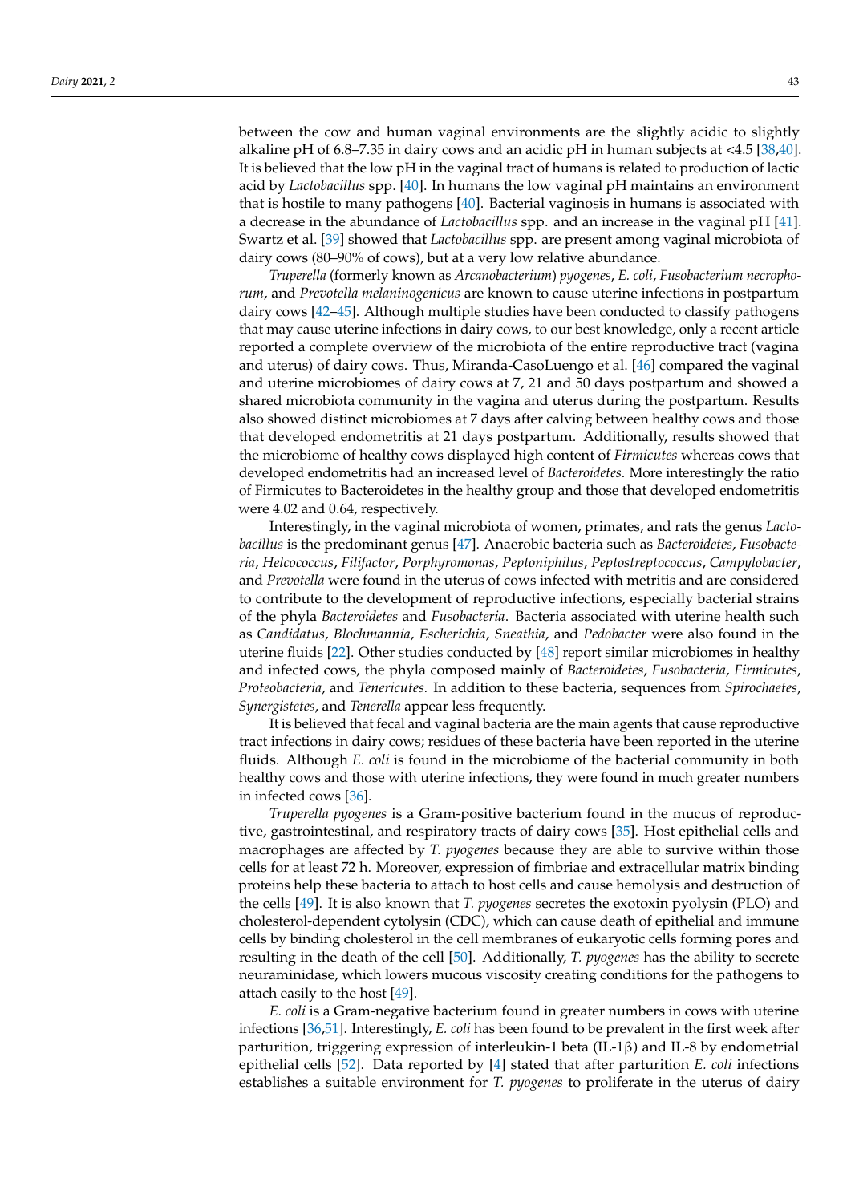between the cow and human vaginal environments are the slightly acidic to slightly alkaline pH of 6.8–7.35 in dairy cows and an acidic pH in human subjects at <4.5 [38,40]. It is believed that the low pH in the vaginal tract of humans is related to production of lactic acid by *Lactobacillus* spp. [40]. In humans the low vaginal pH maintains an environment that is hostile to many pathogens [40]. Bacterial vaginosis in humans is associated with a decrease in the abundance of *Lactobacillus* spp. and an increase in the vaginal pH [41]. Swartz et al. [39] showed that *Lactobacillus* spp. are present among vaginal microbiota of dairy cows (80–90% of cows), but at a very low relative abundance.

*Truperella* (formerly known as *Arcanobacterium*) *pyogenes*, *E. coli*, *Fusobacterium necrophorum*, and *Prevotella melaninogenicus* are known to cause uterine infections in postpartum dairy cows [42–45]. Although multiple studies have been conducted to classify pathogens that may cause uterine infections in dairy cows, to our best knowledge, only a recent article reported a complete overview of the microbiota of the entire reproductive tract (vagina and uterus) of dairy cows. Thus, Miranda-CasoLuengo et al. [46] compared the vaginal and uterine microbiomes of dairy cows at 7, 21 and 50 days postpartum and showed a shared microbiota community in the vagina and uterus during the postpartum. Results also showed distinct microbiomes at 7 days after calving between healthy cows and those that developed endometritis at 21 days postpartum. Additionally, results showed that the microbiome of healthy cows displayed high content of *Firmicutes* whereas cows that developed endometritis had an increased level of *Bacteroidetes*. More interestingly the ratio of Firmicutes to Bacteroidetes in the healthy group and those that developed endometritis were 4.02 and 0.64, respectively.

Interestingly, in the vaginal microbiota of women, primates, and rats the genus *Lactobacillus* is the predominant genus [47]. Anaerobic bacteria such as *Bacteroidetes*, *Fusobacteria*, *Helcococcus*, *Filifactor*, *Porphyromonas*, *Peptoniphilus*, *Peptostreptococcus*, *Campylobacter*, and *Prevotella* were found in the uterus of cows infected with metritis and are considered to contribute to the development of reproductive infections, especially bacterial strains of the phyla *Bacteroidetes* and *Fusobacteria*. Bacteria associated with uterine health such as *Candidatus*, *Blochmannia*, *Escherichia*, *Sneathia*, and *Pedobacter* were also found in the uterine fluids [22]. Other studies conducted by [48] report similar microbiomes in healthy and infected cows, the phyla composed mainly of *Bacteroidetes*, *Fusobacteria*, *Firmicutes*, *Proteobacteria*, and *Tenericutes*. In addition to these bacteria, sequences from *Spirochaetes*, *Synergistetes*, and *Tenerella* appear less frequently.

It is believed that fecal and vaginal bacteria are the main agents that cause reproductive tract infections in dairy cows; residues of these bacteria have been reported in the uterine fluids. Although *E. coli* is found in the microbiome of the bacterial community in both healthy cows and those with uterine infections, they were found in much greater numbers in infected cows [36].

*Truperella pyogenes* is a Gram-positive bacterium found in the mucus of reproductive, gastrointestinal, and respiratory tracts of dairy cows [35]. Host epithelial cells and macrophages are affected by *T. pyogenes* because they are able to survive within those cells for at least 72 h. Moreover, expression of fimbriae and extracellular matrix binding proteins help these bacteria to attach to host cells and cause hemolysis and destruction of the cells [49]. It is also known that *T. pyogenes* secretes the exotoxin pyolysin (PLO) and cholesterol-dependent cytolysin (CDC), which can cause death of epithelial and immune cells by binding cholesterol in the cell membranes of eukaryotic cells forming pores and resulting in the death of the cell [50]. Additionally, *T. pyogenes* has the ability to secrete neuraminidase, which lowers mucous viscosity creating conditions for the pathogens to attach easily to the host [49].

*E. coli* is a Gram-negative bacterium found in greater numbers in cows with uterine infections [36,51]. Interestingly, *E. coli* has been found to be prevalent in the first week after parturition, triggering expression of interleukin-1 beta (IL-1β) and IL-8 by endometrial epithelial cells [52]. Data reported by [4] stated that after parturition *E. coli* infections establishes a suitable environment for *T. pyogenes* to proliferate in the uterus of dairy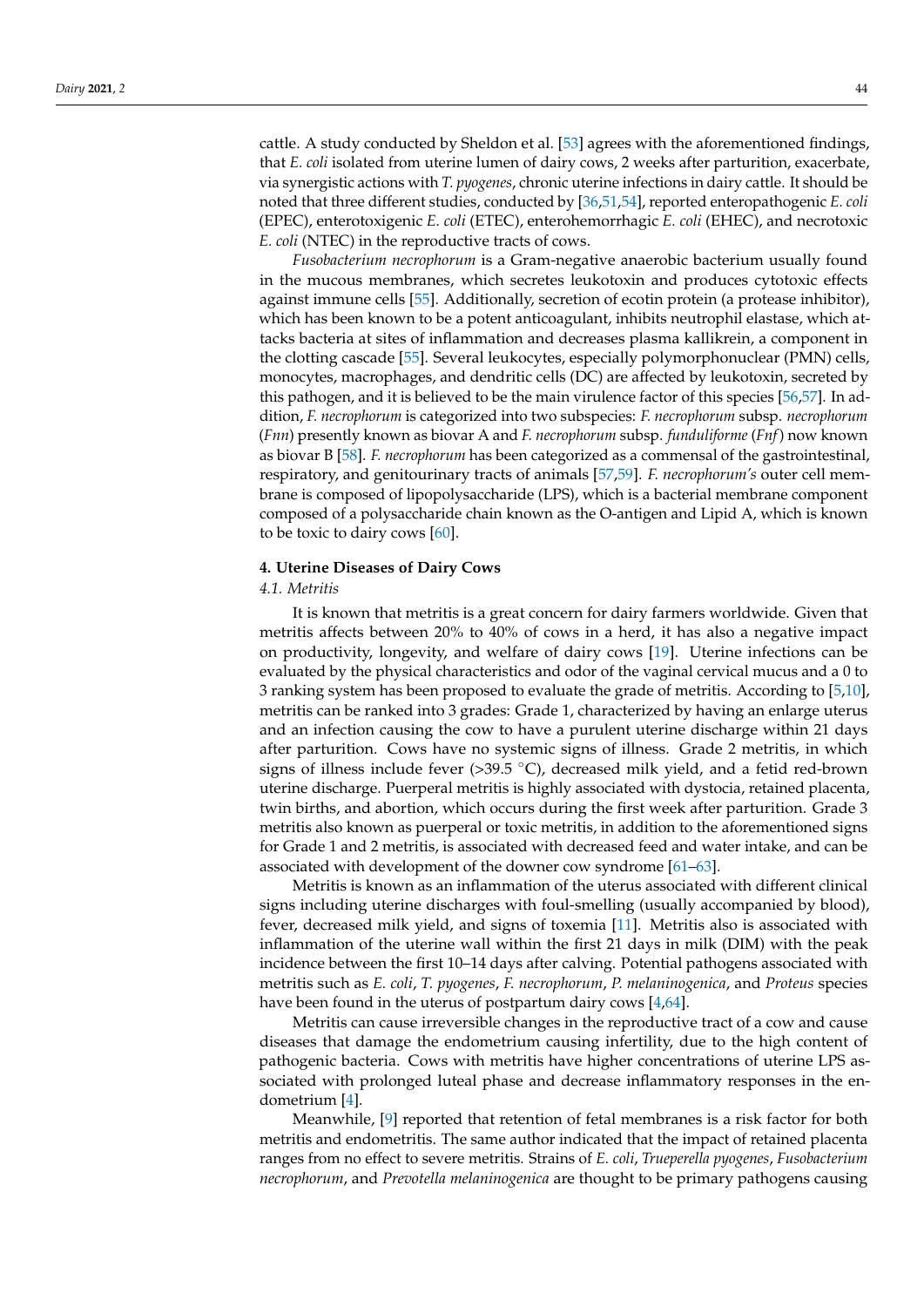cattle. A study conducted by Sheldon et al. [53] agrees with the aforementioned findings, that *E. coli* isolated from uterine lumen of dairy cows, 2 weeks after parturition, exacerbate, via synergistic actions with *T. pyogenes*, chronic uterine infections in dairy cattle. It should be noted that three different studies, conducted by [36,51,54], reported enteropathogenic *E. coli* (EPEC), enterotoxigenic *E. coli* (ETEC), enterohemorrhagic *E. coli* (EHEC), and necrotoxic *E. coli* (NTEC) in the reproductive tracts of cows.

*Fusobacterium necrophorum* is a Gram-negative anaerobic bacterium usually found in the mucous membranes, which secretes leukotoxin and produces cytotoxic effects against immune cells [55]. Additionally, secretion of ecotin protein (a protease inhibitor), which has been known to be a potent anticoagulant, inhibits neutrophil elastase, which attacks bacteria at sites of inflammation and decreases plasma kallikrein, a component in the clotting cascade [55]. Several leukocytes, especially polymorphonuclear (PMN) cells, monocytes, macrophages, and dendritic cells (DC) are affected by leukotoxin, secreted by this pathogen, and it is believed to be the main virulence factor of this species [56,57]. In addition, *F. necrophorum* is categorized into two subspecies: *F. necrophorum* subsp. *necrophorum* (*Fnn*) presently known as biovar A and *F. necrophorum* subsp. *funduliforme* (*Fnf*) now known as biovar B [58]. *F. necrophorum* has been categorized as a commensal of the gastrointestinal, respiratory, and genitourinary tracts of animals [57,59]. *F. necrophorum's* outer cell membrane is composed of lipopolysaccharide (LPS), which is a bacterial membrane component composed of a polysaccharide chain known as the O-antigen and Lipid A, which is known to be toxic to dairy cows [60].

## 4. Uterine Diseases of Dairy Cows

### 4.1. Metritis

It is known that metritis is a great concern for dairy farmers worldwide. Given that metritis affects between 20% to 40% of cows in a herd, it has also a negative impact on productivity, longevity, and welfare of dairy cows [19]. Uterine infections can be evaluated by the physical characteristics and odor of the vaginal cervical mucus and a 0 to 3 ranking system has been proposed to evaluate the grade of metritis. According to [5,10], metritis can be ranked into 3 grades: Grade 1, characterized by having an enlarge uterus and an infection causing the cow to have a purulent uterine discharge within 21 days after parturition. Cows have no systemic signs of illness. Grade 2 metritis, in which signs of illness include fever (>39.5 °C), decreased milk yield, and a fetid red-brown uterine discharge. Puerperal metritis is highly associated with dystocia, retained placenta, twin births, and abortion, which occurs during the first week after parturition. Grade 3 metritis also known as puerperal or toxic metritis, in addition to the aforementioned signs for Grade 1 and 2 metritis, is associated with decreased feed and water intake, and can be associated with development of the downer cow syndrome [61–63].

Metritis is known as an inflammation of the uterus associated with different clinical signs including uterine discharges with foul-smelling (usually accompanied by blood), fever, decreased milk yield, and signs of toxemia [11]. Metritis also is associated with inflammation of the uterine wall within the first 21 days in milk (DIM) with the peak incidence between the first 10–14 days after calving. Potential pathogens associated with metritis such as *E. coli*, *T. pyogenes*, *F. necrophorum*, *P. melaninogenica*, and *Proteus* species have been found in the uterus of postpartum dairy cows [4,64].

Metritis can cause irreversible changes in the reproductive tract of a cow and cause diseases that damage the endometrium causing infertility, due to the high content of pathogenic bacteria. Cows with metritis have higher concentrations of uterine LPS associated with prolonged luteal phase and decrease inflammatory responses in the endometrium [4].

Meanwhile, [9] reported that retention of fetal membranes is a risk factor for both metritis and endometritis. The same author indicated that the impact of retained placenta ranges from no effect to severe metritis. Strains of *E. coli*, *Trueperella pyogenes*, *Fusobacterium necrophorum*, and *Prevotella melaninogenica* are thought to be primary pathogens causing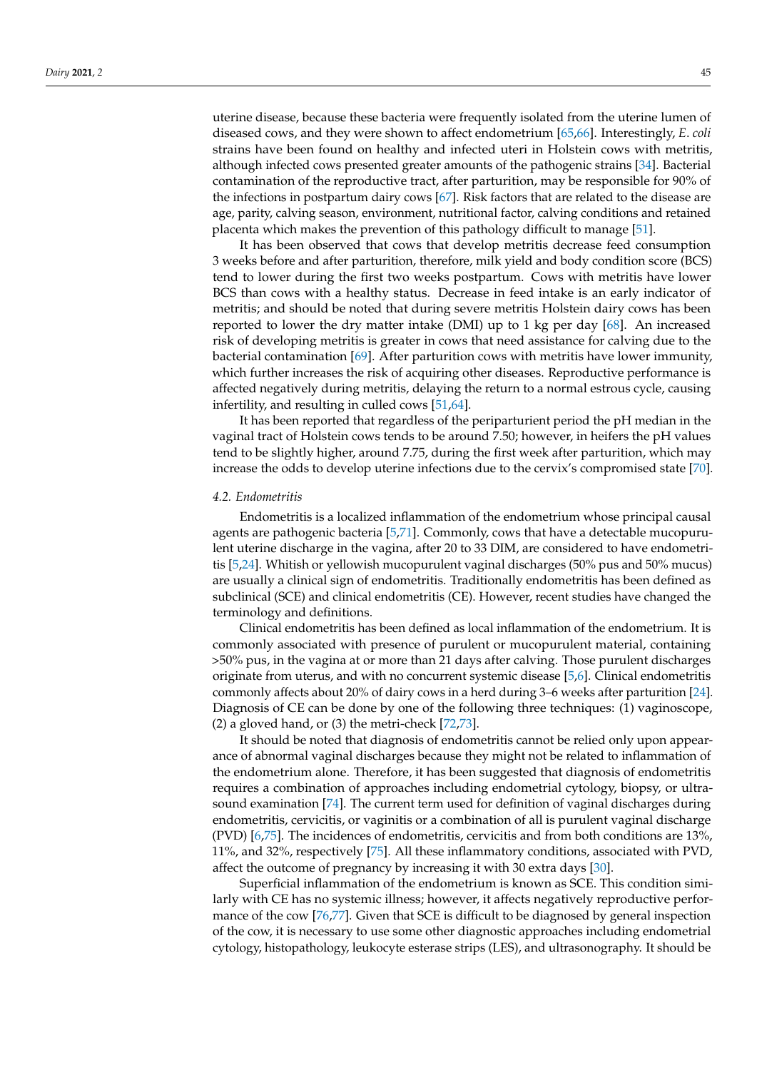uterine disease, because these bacteria were frequently isolated from the uterine lumen of diseased cows, and they were shown to affect endometrium [65,66]. Interestingly, *E. coli* strains have been found on healthy and infected uteri in Holstein cows with metritis, although infected cows presented greater amounts of the pathogenic strains [34]. Bacterial contamination of the reproductive tract, after parturition, may be responsible for 90% of the infections in postpartum dairy cows [67]. Risk factors that are related to the disease are age, parity, calving season, environment, nutritional factor, calving conditions and retained placenta which makes the prevention of this pathology difficult to manage [51].

It has been observed that cows that develop metritis decrease feed consumption 3 weeks before and after parturition, therefore, milk yield and body condition score (BCS) tend to lower during the first two weeks postpartum. Cows with metritis have lower BCS than cows with a healthy status. Decrease in feed intake is an early indicator of metritis; and should be noted that during severe metritis Holstein dairy cows has been reported to lower the dry matter intake (DMI) up to 1 kg per day [68]. An increased risk of developing metritis is greater in cows that need assistance for calving due to the bacterial contamination [69]. After parturition cows with metritis have lower immunity, which further increases the risk of acquiring other diseases. Reproductive performance is affected negatively during metritis, delaying the return to a normal estrous cycle, causing infertility, and resulting in culled cows [51,64].

It has been reported that regardless of the periparturient period the pH median in the vaginal tract of Holstein cows tends to be around 7.50; however, in heifers the pH values tend to be slightly higher, around 7.75, during the first week after parturition, which may increase the odds to develop uterine infections due to the cervix's compromised state [70].

### 4.2. Endometritis

Endometritis is a localized inflammation of the endometrium whose principal causal agents are pathogenic bacteria [5,71]. Commonly, cows that have a detectable mucopurulent uterine discharge in the vagina, after 20 to 33 DIM, are considered to have endometritis [5,24]. Whitish or yellowish mucopurulent vaginal discharges (50% pus and 50% mucus) are usually a clinical sign of endometritis. Traditionally endometritis has been defined as subclinical (SCE) and clinical endometritis (CE). However, recent studies have changed the terminology and definitions.

Clinical endometritis has been defined as local inflammation of the endometrium. It is commonly associated with presence of purulent or mucopurulent material, containing >50% pus, in the vagina at or more than 21 days after calving. Those purulent discharges originate from uterus, and with no concurrent systemic disease [5,6]. Clinical endometritis commonly affects about 20% of dairy cows in a herd during 3–6 weeks after parturition [24]. Diagnosis of CE can be done by one of the following three techniques: (1) vaginoscope, (2) a gloved hand, or (3) the metri-check [72,73].

It should be noted that diagnosis of endometritis cannot be relied only upon appearance of abnormal vaginal discharges because they might not be related to inflammation of the endometrium alone. Therefore, it has been suggested that diagnosis of endometritis requires a combination of approaches including endometrial cytology, biopsy, or ultrasound examination [74]. The current term used for definition of vaginal discharges during endometritis, cervicitis, or vaginitis or a combination of all is purulent vaginal discharge (PVD) [6,75]. The incidences of endometritis, cervicitis and from both conditions are 13%, 11%, and 32%, respectively [75]. All these inflammatory conditions, associated with PVD, affect the outcome of pregnancy by increasing it with 30 extra days [30].

Superficial inflammation of the endometrium is known as SCE. This condition similarly with CE has no systemic illness; however, it affects negatively reproductive performance of the cow [76,77]. Given that SCE is difficult to be diagnosed by general inspection of the cow, it is necessary to use some other diagnostic approaches including endometrial cytology, histopathology, leukocyte esterase strips (LES), and ultrasonography. It should be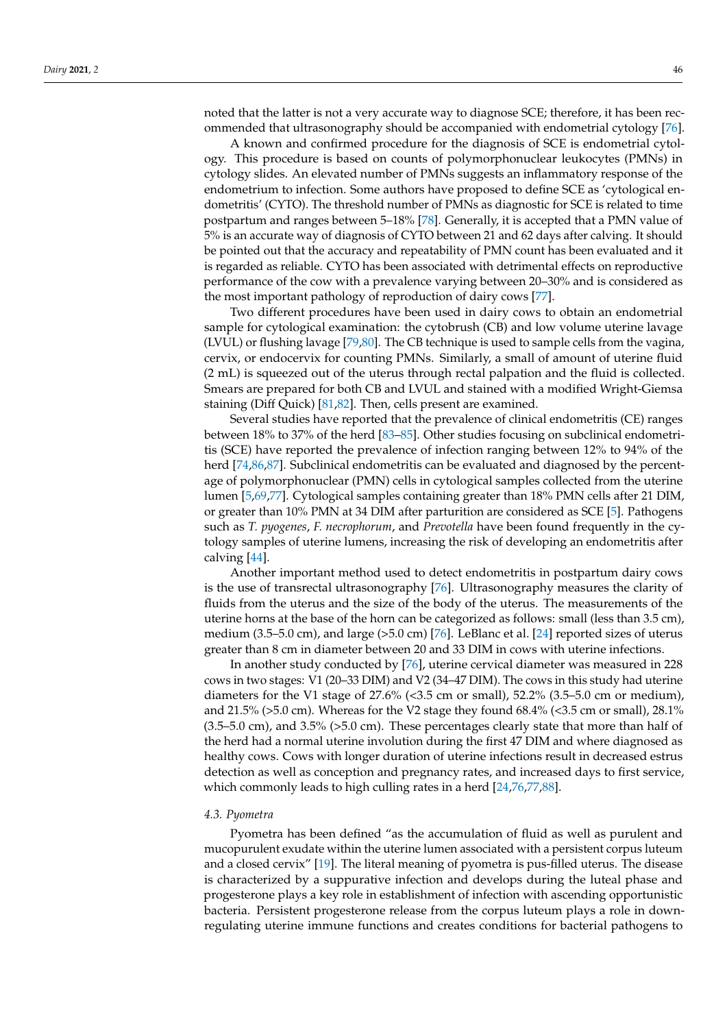noted that the latter is not a very accurate way to diagnose SCE; therefore, it has been recommended that ultrasonography should be accompanied with endometrial cytology [76].

A known and confirmed procedure for the diagnosis of SCE is endometrial cytology. This procedure is based on counts of polymorphonuclear leukocytes (PMNs) in cytology slides. An elevated number of PMNs suggests an inflammatory response of the endometrium to infection. Some authors have proposed to define SCE as 'cytological endometritis' (CYTO). The threshold number of PMNs as diagnostic for SCE is related to time postpartum and ranges between 5–18% [78]. Generally, it is accepted that a PMN value of 5% is an accurate way of diagnosis of CYTO between 21 and 62 days after calving. It should be pointed out that the accuracy and repeatability of PMN count has been evaluated and it is regarded as reliable. CYTO has been associated with detrimental effects on reproductive performance of the cow with a prevalence varying between 20–30% and is considered as the most important pathology of reproduction of dairy cows [77].

Two different procedures have been used in dairy cows to obtain an endometrial sample for cytological examination: the cytobrush (CB) and low volume uterine lavage (LVUL) or flushing lavage [79,80]. The CB technique is used to sample cells from the vagina, cervix, or endocervix for counting PMNs. Similarly, a small of amount of uterine fluid (2 mL) is squeezed out of the uterus through rectal palpation and the fluid is collected. Smears are prepared for both CB and LVUL and stained with a modified Wright-Giemsa staining (Diff Quick) [81,82]. Then, cells present are examined.

Several studies have reported that the prevalence of clinical endometritis (CE) ranges between 18% to 37% of the herd [83–85]. Other studies focusing on subclinical endometritis (SCE) have reported the prevalence of infection ranging between 12% to 94% of the herd [74,86,87]. Subclinical endometritis can be evaluated and diagnosed by the percentage of polymorphonuclear (PMN) cells in cytological samples collected from the uterine lumen [5,69,77]. Cytological samples containing greater than 18% PMN cells after 21 DIM, or greater than 10% PMN at 34 DIM after parturition are considered as SCE [5]. Pathogens such as *T. pyogenes*, *F. necrophorum*, and *Prevotella* have been found frequently in the cytology samples of uterine lumens, increasing the risk of developing an endometritis after calving [44].

Another important method used to detect endometritis in postpartum dairy cows is the use of transrectal ultrasonography [76]. Ultrasonography measures the clarity of fluids from the uterus and the size of the body of the uterus. The measurements of the uterine horns at the base of the horn can be categorized as follows: small (less than 3.5 cm), medium (3.5–5.0 cm), and large (>5.0 cm) [76]. LeBlanc et al. [24] reported sizes of uterus greater than 8 cm in diameter between 20 and 33 DIM in cows with uterine infections.

In another study conducted by [76], uterine cervical diameter was measured in 228 cows in two stages: V1 (20–33 DIM) and V2 (34–47 DIM). The cows in this study had uterine diameters for the V1 stage of 27.6% (<3.5 cm or small), 52.2% (3.5–5.0 cm or medium), and 21.5% (>5.0 cm). Whereas for the V2 stage they found 68.4% (<3.5 cm or small), 28.1% (3.5–5.0 cm), and 3.5% (>5.0 cm). These percentages clearly state that more than half of the herd had a normal uterine involution during the first 47 DIM and where diagnosed as healthy cows. Cows with longer duration of uterine infections result in decreased estrus detection as well as conception and pregnancy rates, and increased days to first service, which commonly leads to high culling rates in a herd [24,76,77,88].

### 4.3. Pyometra

Pyometra has been defined "as the accumulation of fluid as well as purulent and mucopurulent exudate within the uterine lumen associated with a persistent corpus luteum and a closed cervix" [19]. The literal meaning of pyometra is pus-filled uterus. The disease is characterized by a suppurative infection and develops during the luteal phase and progesterone plays a key role in establishment of infection with ascending opportunistic bacteria. Persistent progesterone release from the corpus luteum plays a role in down-regulating uterine immune functions and creates conditions for bacterial pathogens to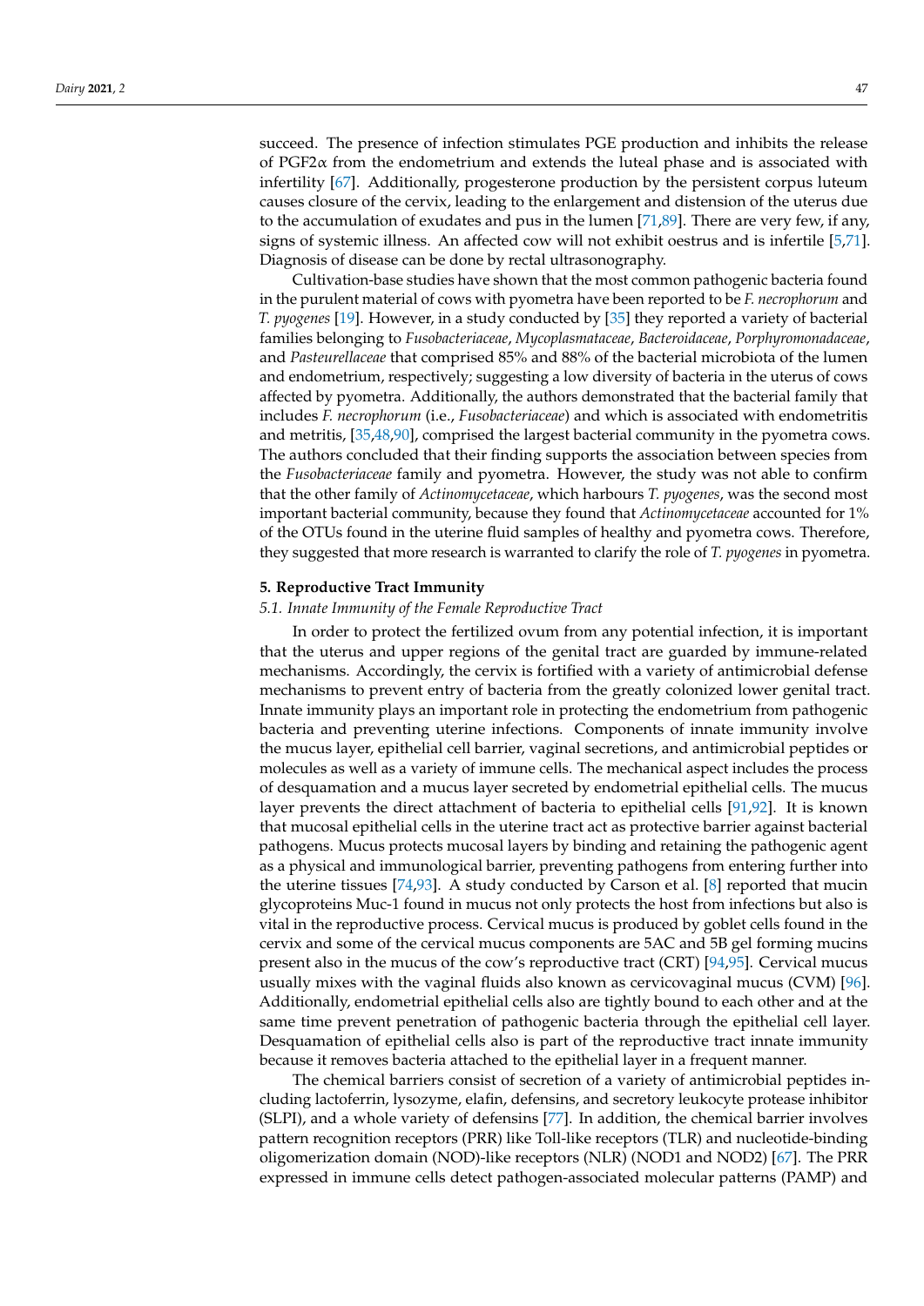succeed. The presence of infection stimulates PGE production and inhibits the release of PGF2α from the endometrium and extends the luteal phase and is associated with infertility [67]. Additionally, progesterone production by the persistent corpus luteum causes closure of the cervix, leading to the enlargement and distension of the uterus due to the accumulation of exudates and pus in the lumen [71,89]. There are very few, if any, signs of systemic illness. An affected cow will not exhibit oestrus and is infertile [5,71]. Diagnosis of disease can be done by rectal ultrasonography.

Cultivation-base studies have shown that the most common pathogenic bacteria found in the purulent material of cows with pyometra have been reported to be *F. necrophorum* and *T. pyogenes* [19]. However, in a study conducted by [35] they reported a variety of bacterial families belonging to *Fusobacteriaceae*, *Mycoplasmataceae*, *Bacteroidaceae*, *Porphyromonadaceae*, and *Pasteurellaceae* that comprised 85% and 88% of the bacterial microbiota of the lumen and endometrium, respectively; suggesting a low diversity of bacteria in the uterus of cows affected by pyometra. Additionally, the authors demonstrated that the bacterial family that includes *F. necrophorum* (i.e., *Fusobacteriaceae*) and which is associated with endometritis and metritis, [35,48,90], comprised the largest bacterial community in the pyometra cows. The authors concluded that their finding supports the association between species from the *Fusobacteriaceae* family and pyometra. However, the study was not able to confirm that the other family of *Actinomycetaceae*, which harbours *T. pyogenes*, was the second most important bacterial community, because they found that *Actinomycetaceae* accounted for 1% of the OTUs found in the uterine fluid samples of healthy and pyometra cows. Therefore, they suggested that more research is warranted to clarify the role of *T. pyogenes* in pyometra.

## 5. Reproductive Tract Immunity

### *5.1. Innate Immunity of the Female Reproductive Tract*

In order to protect the fertilized ovum from any potential infection, it is important that the uterus and upper regions of the genital tract are guarded by immune-related mechanisms. Accordingly, the cervix is fortified with a variety of antimicrobial defense mechanisms to prevent entry of bacteria from the greatly colonized lower genital tract. Innate immunity plays an important role in protecting the endometrium from pathogenic bacteria and preventing uterine infections. Components of innate immunity involve the mucus layer, epithelial cell barrier, vaginal secretions, and antimicrobial peptides or molecules as well as a variety of immune cells. The mechanical aspect includes the process of desquamation and a mucus layer secreted by endometrial epithelial cells. The mucus layer prevents the direct attachment of bacteria to epithelial cells [91,92]. It is known that mucosal epithelial cells in the uterine tract act as protective barrier against bacterial pathogens. Mucus protects mucosal layers by binding and retaining the pathogenic agent as a physical and immunological barrier, preventing pathogens from entering further into the uterine tissues [74,93]. A study conducted by Carson et al. [8] reported that mucin glycoproteins Muc-1 found in mucus not only protects the host from infections but also is vital in the reproductive process. Cervical mucus is produced by goblet cells found in the cervix and some of the cervical mucus components are 5AC and 5B gel forming mucins present also in the mucus of the cow's reproductive tract (CRT) [94,95]. Cervical mucus usually mixes with the vaginal fluids also known as cervicovaginal mucus (CVM) [96]. Additionally, endometrial epithelial cells also are tightly bound to each other and at the same time prevent penetration of pathogenic bacteria through the epithelial cell layer. Desquamation of epithelial cells also is part of the reproductive tract innate immunity because it removes bacteria attached to the epithelial layer in a frequent manner.

The chemical barriers consist of secretion of a variety of antimicrobial peptides including lactoferrin, lysozyme, elafin, defensins, and secretory leukocyte protease inhibitor (SLPI), and a whole variety of defensins [77]. In addition, the chemical barrier involves pattern recognition receptors (PRR) like Toll-like receptors (TLR) and nucleotide-binding oligomerization domain (NOD)-like receptors (NLR) (NOD1 and NOD2) [67]. The PRR expressed in immune cells detect pathogen-associated molecular patterns (PAMP) and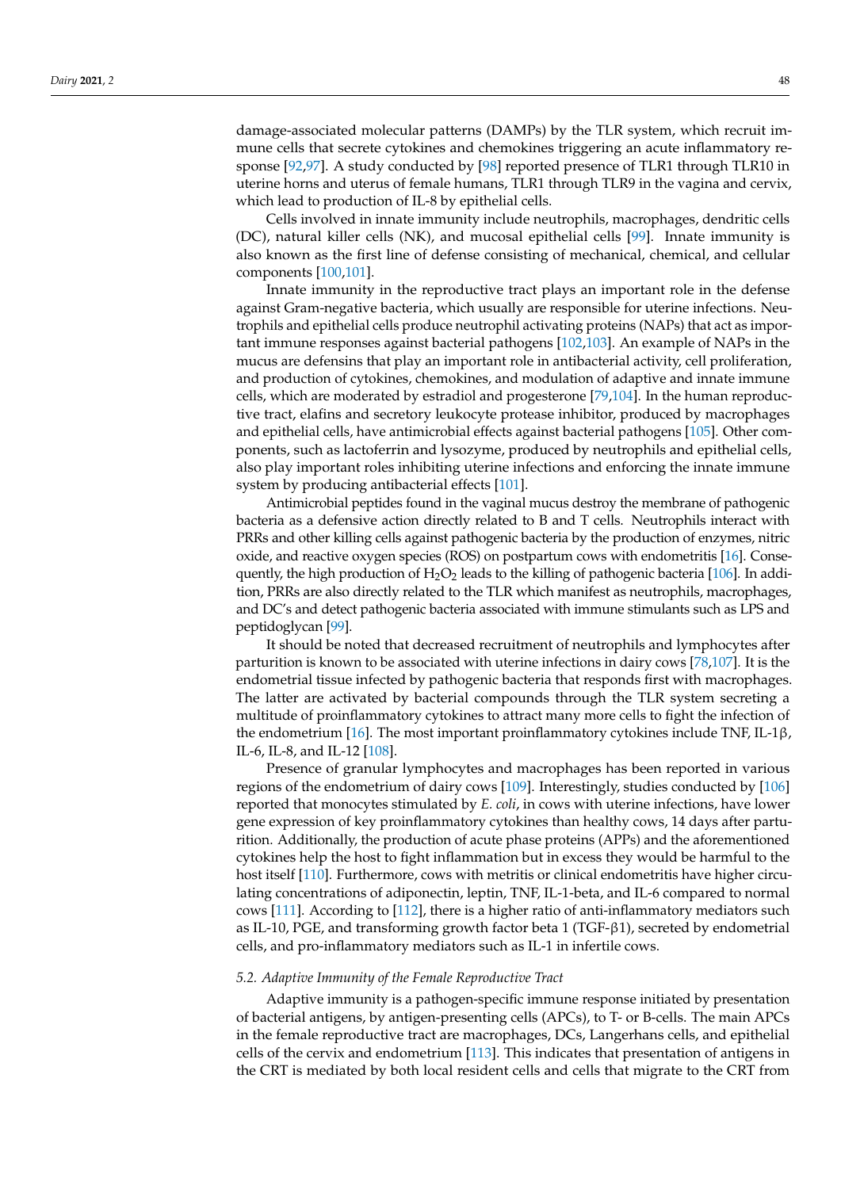damage-associated molecular patterns (DAMPs) by the TLR system, which recruit immune cells that secrete cytokines and chemokines triggering an acute inflammatory response [92,97]. A study conducted by [98] reported presence of TLR1 through TLR10 in uterine horns and uterus of female humans, TLR1 through TLR9 in the vagina and cervix, which lead to production of IL-8 by epithelial cells.

Cells involved in innate immunity include neutrophils, macrophages, dendritic cells (DC), natural killer cells (NK), and mucosal epithelial cells [99]. Innate immunity is also known as the first line of defense consisting of mechanical, chemical, and cellular components [100,101].

Innate immunity in the reproductive tract plays an important role in the defense against Gram-negative bacteria, which usually are responsible for uterine infections. Neutrophils and epithelial cells produce neutrophil activating proteins (NAPs) that act as important immune responses against bacterial pathogens [102,103]. An example of NAPs in the mucus are defensins that play an important role in antibacterial activity, cell proliferation, and production of cytokines, chemokines, and modulation of adaptive and innate immune cells, which are moderated by estradiol and progesterone [79,104]. In the human reproductive tract, elafins and secretory leukocyte protease inhibitor, produced by macrophages and epithelial cells, have antimicrobial effects against bacterial pathogens [105]. Other components, such as lactoferrin and lysozyme, produced by neutrophils and epithelial cells, also play important roles inhibiting uterine infections and enforcing the innate immune system by producing antibacterial effects [101].

Antimicrobial peptides found in the vaginal mucus destroy the membrane of pathogenic bacteria as a defensive action directly related to B and T cells. Neutrophils interact with PRRs and other killing cells against pathogenic bacteria by the production of enzymes, nitric oxide, and reactive oxygen species (ROS) on postpartum cows with endometritis [16]. Consequently, the high production of $H_2O_2$ leads to the killing of pathogenic bacteria [106]. In addition, PRRs are also directly related to the TLR which manifest as neutrophils, macrophages, and DC's and detect pathogenic bacteria associated with immune stimulants such as LPS and peptidoglycan [99].

It should be noted that decreased recruitment of neutrophils and lymphocytes after parturition is known to be associated with uterine infections in dairy cows [78,107]. It is the endometrial tissue infected by pathogenic bacteria that responds first with macrophages. The latter are activated by bacterial compounds through the TLR system secreting a multitude of proinflammatory cytokines to attract many more cells to fight the infection of the endometrium [16]. The most important proinflammatory cytokines include TNF, IL-1β, IL-6, IL-8, and IL-12 [108].

Presence of granular lymphocytes and macrophages has been reported in various regions of the endometrium of dairy cows [109]. Interestingly, studies conducted by [106] reported that monocytes stimulated by *E. coli*, in cows with uterine infections, have lower gene expression of key proinflammatory cytokines than healthy cows, 14 days after parturition. Additionally, the production of acute phase proteins (APPs) and the aforementioned cytokines help the host to fight inflammation but in excess they would be harmful to the host itself [110]. Furthermore, cows with metritis or clinical endometritis have higher circulating concentrations of adiponectin, leptin, TNF, IL-1-beta, and IL-6 compared to normal cows [111]. According to [112], there is a higher ratio of anti-inflammatory mediators such as IL-10, PGE, and transforming growth factor beta 1 (TGF-β1), secreted by endometrial cells, and pro-inflammatory mediators such as IL-1 in infertile cows.

### 5.2. Adaptive Immunity of the Female Reproductive Tract

Adaptive immunity is a pathogen-specific immune response initiated by presentation of bacterial antigens, by antigen-presenting cells (APCs), to T- or B-cells. The main APCs in the female reproductive tract are macrophages, DCs, Langerhans cells, and epithelial cells of the cervix and endometrium [113]. This indicates that presentation of antigens in the CRT is mediated by both local resident cells and cells that migrate to the CRT from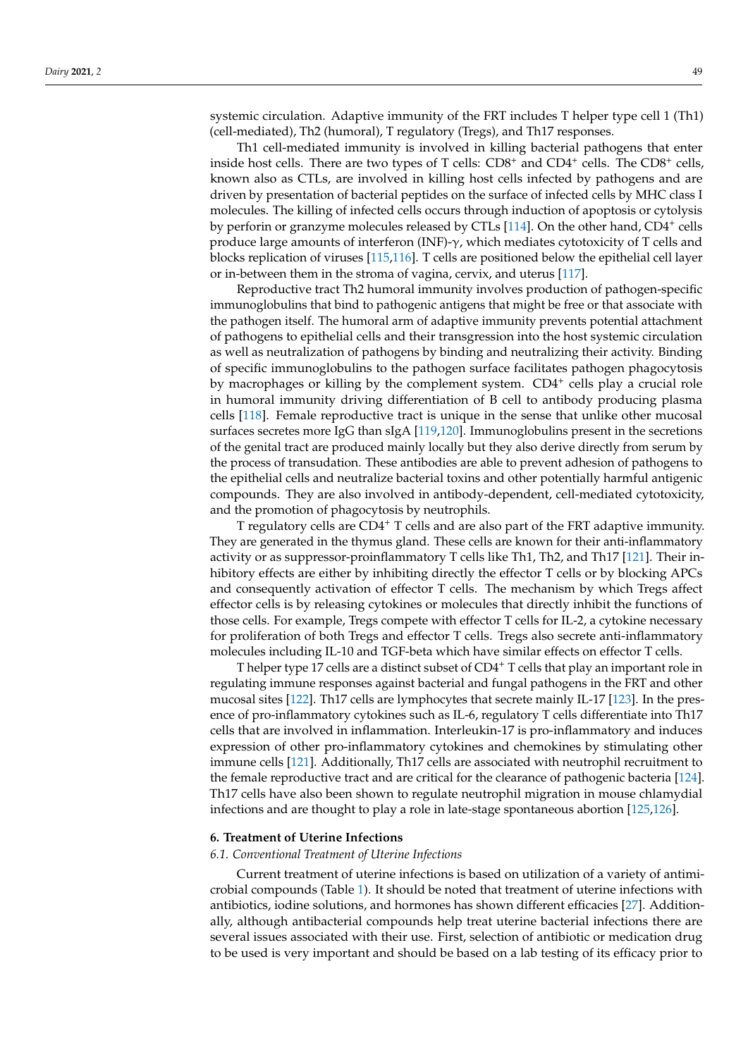systemic circulation. Adaptive immunity of the FRT includes T helper type cell 1 (Th1) (cell-mediated), Th2 (humoral), T regulatory (Tregs), and Th17 responses.

Th1 cell-mediated immunity is involved in killing bacterial pathogens that enter inside host cells. There are two types of T cells: $CD8^+$ and $CD4^+$ cells. The $CD8^+$ cells, known also as CTLs, are involved in killing host cells infected by pathogens and are driven by presentation of bacterial peptides on the surface of infected cells by MHC class I molecules. The killing of infected cells occurs through induction of apoptosis or cytolysis by perforin or granzyme molecules released by CTLs [114]. On the other hand, $CD4^+$ cells produce large amounts of interferon (INF)-$\gamma$, which mediates cytotoxicity of T cells and blocks replication of viruses [115,116]. T cells are positioned below the epithelial cell layer or in-between them in the stroma of vagina, cervix, and uterus [117].

Reproductive tract Th2 humoral immunity involves production of pathogen-specific immunoglobulins that bind to pathogenic antigens that might be free or that associate with the pathogen itself. The humoral arm of adaptive immunity prevents potential attachment of pathogens to epithelial cells and their transgression into the host systemic circulation as well as neutralization of pathogens by binding and neutralizing their activity. Binding of specific immunoglobulins to the pathogen surface facilitates pathogen phagocytosis by macrophages or killing by the complement system. $CD4^+$ cells play a crucial role in humoral immunity driving differentiation of B cell to antibody producing plasma cells [118]. Female reproductive tract is unique in the sense that unlike other mucosal surfaces secretes more IgG than sIgA [119,120]. Immunoglobulins present in the secretions of the genital tract are produced mainly locally but they also derive directly from serum by the process of transudation. These antibodies are able to prevent adhesion of pathogens to the epithelial cells and neutralize bacterial toxins and other potentially harmful antigenic compounds. They are also involved in antibody-dependent, cell-mediated cytotoxicity, and the promotion of phagocytosis by neutrophils.

T regulatory cells are $CD4^+$ T cells and are also part of the FRT adaptive immunity. They are generated in the thymus gland. These cells are known for their anti-inflammatory activity or as suppressor-proinflammatory T cells like Th1, Th2, and Th17 [121]. Their inhibitory effects are either by inhibiting directly the effector T cells or by blocking APCs and consequently activation of effector T cells. The mechanism by which Tregs affect effector cells is by releasing cytokines or molecules that directly inhibit the functions of those cells. For example, Tregs compete with effector T cells for IL-2, a cytokine necessary for proliferation of both Tregs and effector T cells. Tregs also secrete anti-inflammatory molecules including IL-10 and TGF-beta which have similar effects on effector T cells.

T helper type 17 cells are a distinct subset of $CD4^+$ T cells that play an important role in regulating immune responses against bacterial and fungal pathogens in the FRT and other mucosal sites [122]. Th17 cells are lymphocytes that secrete mainly IL-17 [123]. In the presence of pro-inflammatory cytokines such as IL-6, regulatory T cells differentiate into Th17 cells that are involved in inflammation. Interleukin-17 is pro-inflammatory and induces expression of other pro-inflammatory cytokines and chemokines by stimulating other immune cells [121]. Additionally, Th17 cells are associated with neutrophil recruitment to the female reproductive tract and are critical for the clearance of pathogenic bacteria [124]. Th17 cells have also been shown to regulate neutrophil migration in mouse chlamydial infections and are thought to play a role in late-stage spontaneous abortion [125,126].

## 6. Treatment of Uterine Infections

### *6.1. Conventional Treatment of Uterine Infections*

Current treatment of uterine infections is based on utilization of a variety of antimicrobial compounds (Table 1). It should be noted that treatment of uterine infections with antibiotics, iodine solutions, and hormones has shown different efficacies [27]. Additionally, although antibacterial compounds help treat uterine bacterial infections there are several issues associated with their use. First, selection of antibiotic or medication drug to be used is very important and should be based on a lab testing of its efficacy prior to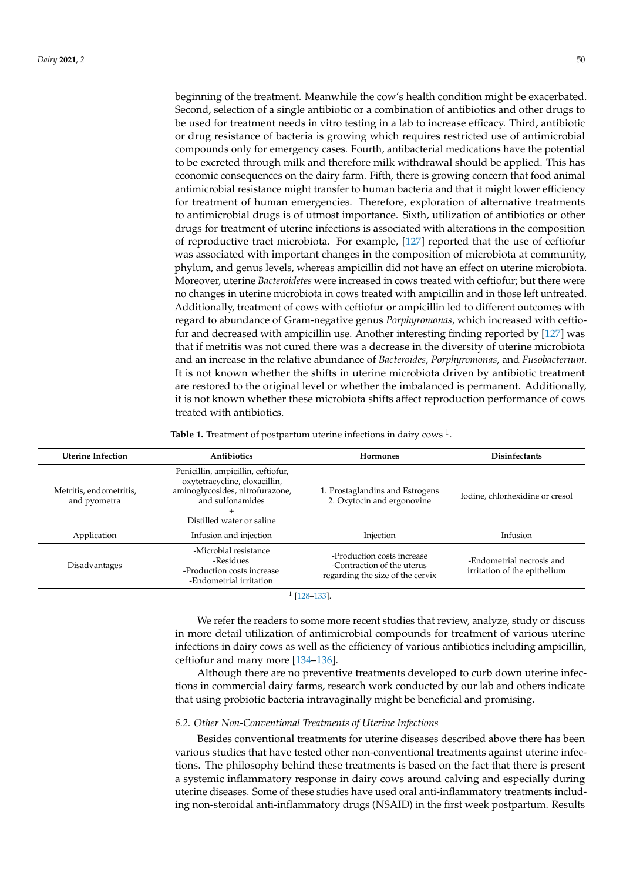beginning of the treatment. Meanwhile the cow's health condition might be exacerbated. Second, selection of a single antibiotic or a combination of antibiotics and other drugs to be used for treatment needs in vitro testing in a lab to increase efficacy. Third, antibiotic or drug resistance of bacteria is growing which requires restricted use of antimicrobial compounds only for emergency cases. Fourth, antibacterial medications have the potential to be excreted through milk and therefore milk withdrawal should be applied. This has economic consequences on the dairy farm. Fifth, there is growing concern that food animal antimicrobial resistance might transfer to human bacteria and that it might lower efficiency for treatment of human emergencies. Therefore, exploration of alternative treatments to antimicrobial drugs is of utmost importance. Sixth, utilization of antibiotics or other drugs for treatment of uterine infections is associated with alterations in the composition of reproductive tract microbiota. For example, [127] reported that the use of ceftiofur was associated with important changes in the composition of microbiota at community, phylum, and genus levels, whereas ampicillin did not have an effect on uterine microbiota. Moreover, uterine *Bacteroidetes* were increased in cows treated with ceftiofur; but there were no changes in uterine microbiota in cows treated with ampicillin and in those left untreated. Additionally, treatment of cows with ceftiofur or ampicillin led to different outcomes with regard to abundance of Gram-negative genus *Porphyromonas*, which increased with ceftiofur and decreased with ampicillin use. Another interesting finding reported by [127] was that if metritis was not cured there was a decrease in the diversity of uterine microbiota and an increase in the relative abundance of *Bacteroides*, *Porphyromonas*, and *Fusobacterium*. It is not known whether the shifts in uterine microbiota driven by antibiotic treatment are restored to the original level or whether the imbalanced is permanent. Additionally, it is not known whether these microbiota shifts affect reproduction performance of cows treated with antibiotics.

**Table 1.** Treatment of postpartum uterine infections in dairy cows [1].

| Uterine Infection | Antibiotics | Hormones | Disinfectants |
|---|---|---|---|
| Metritis, endometritis, and pyometra | Penicillin, ampicillin, ceftiofur, oxytetracycline, cloxacillin, aminoglycosides, nitrofurazone, and sulfonamides + Distilled water or saline | 1. Prostaglandins and Estrogens 2. Oxytocin and ergonovine | Iodine, chlorhexidine or cresol |
| Application | Infusion and injection | Injection | Infusion |
| Disadvantages | -Microbial resistance -Residues -Production costs increase -Endometrial irritation | -Production costs increase -Contraction of the uterus regarding the size of the cervix | -Endometrial necrosis and irritation of the epithelium |

[1] [128–133].

We refer the readers to some more recent studies that review, analyze, study or discuss in more detail utilization of antimicrobial compounds for treatment of various uterine infections in dairy cows as well as the efficiency of various antibiotics including ampicillin, ceftiofur and many more [134–136].

Although there are no preventive treatments developed to curb down uterine infections in commercial dairy farms, research work conducted by our lab and others indicate that using probiotic bacteria intravaginally might be beneficial and promising.

### *6.2. Other Non-Conventional Treatments of Uterine Infections*

Besides conventional treatments for uterine diseases described above there has been various studies that have tested other non-conventional treatments against uterine infections. The philosophy behind these treatments is based on the fact that there is present a systemic inflammatory response in dairy cows around calving and especially during uterine diseases. Some of these studies have used oral anti-inflammatory treatments including non-steroidal anti-inflammatory drugs (NSAID) in the first week postpartum. Results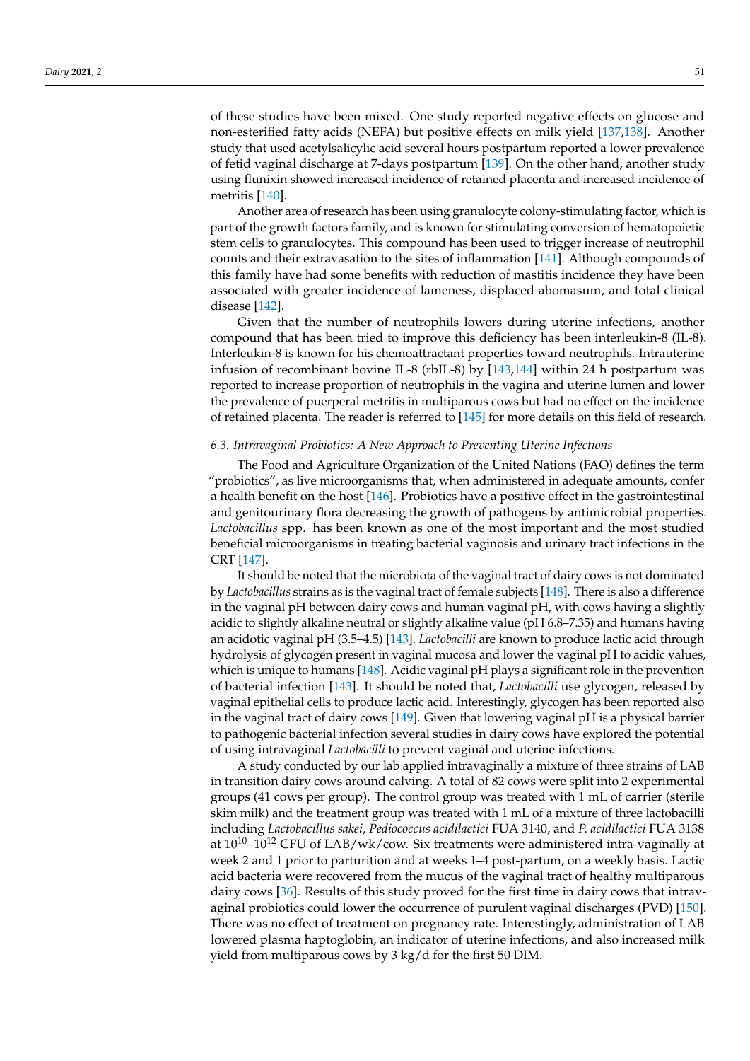of these studies have been mixed. One study reported negative effects on glucose and non-esterified fatty acids (NEFA) but positive effects on milk yield [137,138]. Another study that used acetylsalicylic acid several hours postpartum reported a lower prevalence of fetid vaginal discharge at 7-days postpartum [139]. On the other hand, another study using flunixin showed increased incidence of retained placenta and increased incidence of metritis [140].

Another area of research has been using granulocyte colony-stimulating factor, which is part of the growth factors family, and is known for stimulating conversion of hematopoietic stem cells to granulocytes. This compound has been used to trigger increase of neutrophil counts and their extravasation to the sites of inflammation [141]. Although compounds of this family have had some benefits with reduction of mastitis incidence they have been associated with greater incidence of lameness, displaced abomasum, and total clinical disease [142].

Given that the number of neutrophils lowers during uterine infections, another compound that has been tried to improve this deficiency has been interleukin-8 (IL-8). Interleukin-8 is known for his chemoattractant properties toward neutrophils. Intrauterine infusion of recombinant bovine IL-8 (rbIL-8) by [143,144] within 24 h postpartum was reported to increase proportion of neutrophils in the vagina and uterine lumen and lower the prevalence of puerperal metritis in multiparous cows but had no effect on the incidence of retained placenta. The reader is referred to [145] for more details on this field of research.

### 6.3. Intravaginal Probiotics: A New Approach to Preventing Uterine Infections

The Food and Agriculture Organization of the United Nations (FAO) defines the term "probiotics", as live microorganisms that, when administered in adequate amounts, confer a health benefit on the host [146]. Probiotics have a positive effect in the gastrointestinal and genitourinary flora decreasing the growth of pathogens by antimicrobial properties. *Lactobacillus* spp. has been known as one of the most important and the most studied beneficial microorganisms in treating bacterial vaginosis and urinary tract infections in the CRT [147].

It should be noted that the microbiota of the vaginal tract of dairy cows is not dominated by *Lactobacillus* strains as is the vaginal tract of female subjects [148]. There is also a difference in the vaginal pH between dairy cows and human vaginal pH, with cows having a slightly acidic to slightly alkaline neutral or slightly alkaline value (pH 6.8–7.35) and humans having an acidotic vaginal pH (3.5–4.5) [143]. *Lactobacilli* are known to produce lactic acid through hydrolysis of glycogen present in vaginal mucosa and lower the vaginal pH to acidic values, which is unique to humans [148]. Acidic vaginal pH plays a significant role in the prevention of bacterial infection [143]. It should be noted that, *Lactobacilli* use glycogen, released by vaginal epithelial cells to produce lactic acid. Interestingly, glycogen has been reported also in the vaginal tract of dairy cows [149]. Given that lowering vaginal pH is a physical barrier to pathogenic bacterial infection several studies in dairy cows have explored the potential of using intravaginal *Lactobacilli* to prevent vaginal and uterine infections.

A study conducted by our lab applied intravaginally a mixture of three strains of LAB in transition dairy cows around calving. A total of 82 cows were split into 2 experimental groups (41 cows per group). The control group was treated with 1 mL of carrier (sterile skim milk) and the treatment group was treated with 1 mL of a mixture of three lactobacilli including *Lactobacillus sakei*, *Pediococcus acidilactici* FUA 3140, and *P. acidilactici* FUA 3138 at $10^{10}$–$10^{12}$ CFU of LAB/wk/cow. Six treatments were administered intra-vaginally at week 2 and 1 prior to parturition and at weeks 1–4 post-partum, on a weekly basis. Lactic acid bacteria were recovered from the mucus of the vaginal tract of healthy multiparous dairy cows [36]. Results of this study proved for the first time in dairy cows that intravaginal probiotics could lower the occurrence of purulent vaginal discharges (PVD) [150]. There was no effect of treatment on pregnancy rate. Interestingly, administration of LAB lowered plasma haptoglobin, an indicator of uterine infections, and also increased milk yield from multiparous cows by 3 kg/d for the first 50 DIM.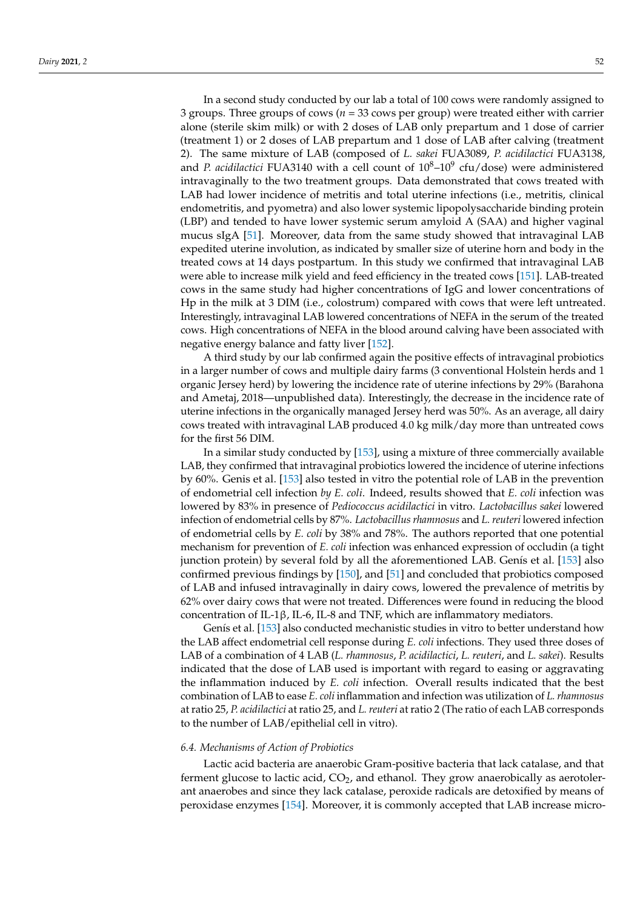In a second study conducted by our lab a total of 100 cows were randomly assigned to 3 groups. Three groups of cows ($n$ = 33 cows per group) were treated either with carrier alone (sterile skim milk) or with 2 doses of LAB only prepartum and 1 dose of carrier (treatment 1) or 2 doses of LAB prepartum and 1 dose of LAB after calving (treatment 2). The same mixture of LAB (composed of *L. sakei* FUA3089, *P. acidilactici* FUA3138, and *P. acidilactici* FUA3140 with a cell count of $10^8$–$10^9$ cfu/dose) were administered intravaginally to the two treatment groups. Data demonstrated that cows treated with LAB had lower incidence of metritis and total uterine infections (i.e., metritis, clinical endometritis, and pyometra) and also lower systemic lipopolysaccharide binding protein (LBP) and tended to have lower systemic serum amyloid A (SAA) and higher vaginal mucus sIgA [51]. Moreover, data from the same study showed that intravaginal LAB expedited uterine involution, as indicated by smaller size of uterine horn and body in the treated cows at 14 days postpartum. In this study we confirmed that intravaginal LAB were able to increase milk yield and feed efficiency in the treated cows [151]. LAB-treated cows in the same study had higher concentrations of IgG and lower concentrations of Hp in the milk at 3 DIM (i.e., colostrum) compared with cows that were left untreated. Interestingly, intravaginal LAB lowered concentrations of NEFA in the serum of the treated cows. High concentrations of NEFA in the blood around calving have been associated with negative energy balance and fatty liver [152].

A third study by our lab confirmed again the positive effects of intravaginal probiotics in a larger number of cows and multiple dairy farms (3 conventional Holstein herds and 1 organic Jersey herd) by lowering the incidence rate of uterine infections by 29% (Barahona and Ametaj, 2018—unpublished data). Interestingly, the decrease in the incidence rate of uterine infections in the organically managed Jersey herd was 50%. As an average, all dairy cows treated with intravaginal LAB produced 4.0 kg milk/day more than untreated cows for the first 56 DIM.

In a similar study conducted by [153], using a mixture of three commercially available LAB, they confirmed that intravaginal probiotics lowered the incidence of uterine infections by 60%. Genis et al. [153] also tested in vitro the potential role of LAB in the prevention of endometrial cell infection *by E. coli*. Indeed, results showed that *E. coli* infection was lowered by 83% in presence of *Pediococcus acidilactici* in vitro. *Lactobacillus sakei* lowered infection of endometrial cells by 87%. *Lactobacillus rhamnosus* and *L. reuteri* lowered infection of endometrial cells by *E. coli* by 38% and 78%. The authors reported that one potential mechanism for prevention of *E. coli* infection was enhanced expression of occludin (a tight junction protein) by several fold by all the aforementioned LAB. Genís et al. [153] also confirmed previous findings by [150], and [51] and concluded that probiotics composed of LAB and infused intravaginally in dairy cows, lowered the prevalence of metritis by 62% over dairy cows that were not treated. Differences were found in reducing the blood concentration of IL-1β, IL-6, IL-8 and TNF, which are inflammatory mediators.

Genís et al. [153] also conducted mechanistic studies in vitro to better understand how the LAB affect endometrial cell response during *E. coli* infections. They used three doses of LAB of a combination of 4 LAB (*L. rhamnosus*, *P. acidilactici*, *L. reuteri*, and *L. sakei*). Results indicated that the dose of LAB used is important with regard to easing or aggravating the inflammation induced by *E. coli* infection. Overall results indicated that the best combination of LAB to ease *E. coli* inflammation and infection was utilization of *L. rhamnosus* at ratio 25, *P. acidilactici* at ratio 25, and *L. reuteri* at ratio 2 (The ratio of each LAB corresponds to the number of LAB/epithelial cell in vitro).

### 6.4. Mechanisms of Action of Probiotics

Lactic acid bacteria are anaerobic Gram-positive bacteria that lack catalase, and that ferment glucose to lactic acid, $CO_2$, and ethanol. They grow anaerobically as aerotolerant anaerobes and since they lack catalase, peroxide radicals are detoxified by means of peroxidase enzymes [154]. Moreover, it is commonly accepted that LAB increase micro-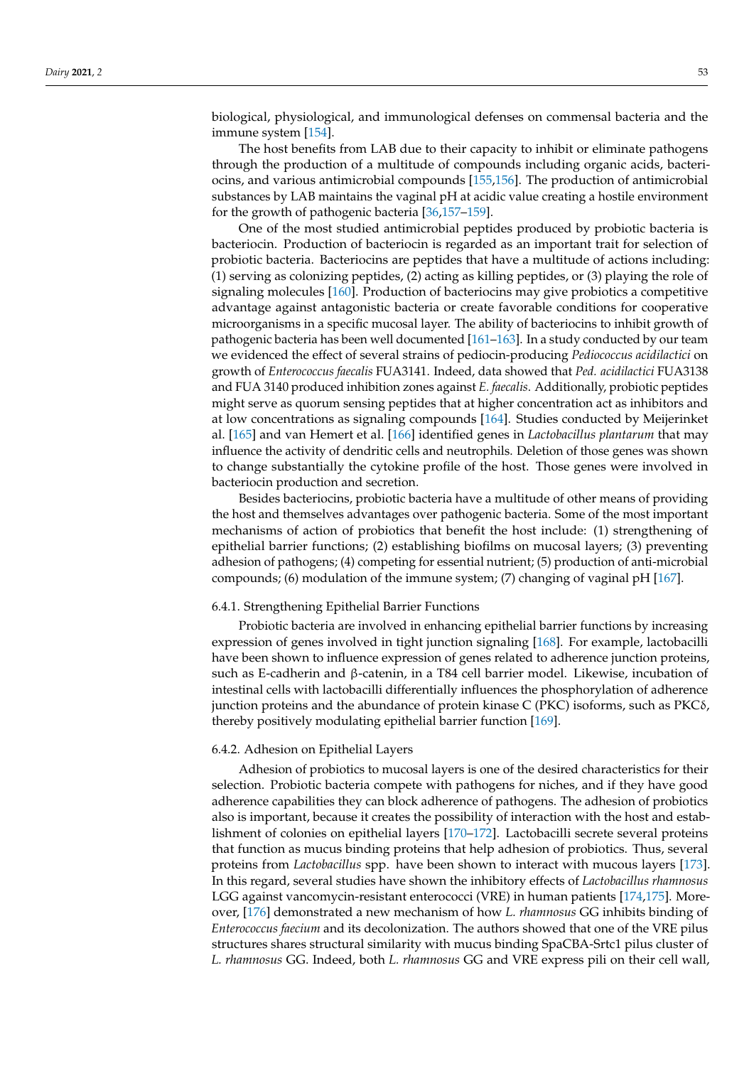biological, physiological, and immunological defenses on commensal bacteria and the immune system [154].

The host benefits from LAB due to their capacity to inhibit or eliminate pathogens through the production of a multitude of compounds including organic acids, bacteriocins, and various antimicrobial compounds [155,156]. The production of antimicrobial substances by LAB maintains the vaginal pH at acidic value creating a hostile environment for the growth of pathogenic bacteria [36,157–159].

One of the most studied antimicrobial peptides produced by probiotic bacteria is bacteriocin. Production of bacteriocin is regarded as an important trait for selection of probiotic bacteria. Bacteriocins are peptides that have a multitude of actions including: (1) serving as colonizing peptides, (2) acting as killing peptides, or (3) playing the role of signaling molecules [160]. Production of bacteriocins may give probiotics a competitive advantage against antagonistic bacteria or create favorable conditions for cooperative microorganisms in a specific mucosal layer. The ability of bacteriocins to inhibit growth of pathogenic bacteria has been well documented [161–163]. In a study conducted by our team we evidenced the effect of several strains of pediocin-producing *Pediococcus acidilactici* on growth of *Enterococcus faecalis* FUA3141. Indeed, data showed that *Ped. acidilactici* FUA3138 and FUA 3140 produced inhibition zones against *E. faecalis*. Additionally, probiotic peptides might serve as quorum sensing peptides that at higher concentration act as inhibitors and at low concentrations as signaling compounds [164]. Studies conducted by Meijerinket al. [165] and van Hemert et al. [166] identified genes in *Lactobacillus plantarum* that may influence the activity of dendritic cells and neutrophils. Deletion of those genes was shown to change substantially the cytokine profile of the host. Those genes were involved in bacteriocin production and secretion.

Besides bacteriocins, probiotic bacteria have a multitude of other means of providing the host and themselves advantages over pathogenic bacteria. Some of the most important mechanisms of action of probiotics that benefit the host include: (1) strengthening of epithelial barrier functions; (2) establishing biofilms on mucosal layers; (3) preventing adhesion of pathogens; (4) competing for essential nutrient; (5) production of anti-microbial compounds; (6) modulation of the immune system; (7) changing of vaginal pH [167].

#### 6.4.1. Strengthening Epithelial Barrier Functions

Probiotic bacteria are involved in enhancing epithelial barrier functions by increasing expression of genes involved in tight junction signaling [168]. For example, lactobacilli have been shown to influence expression of genes related to adherence junction proteins, such as E-cadherin and β-catenin, in a T84 cell barrier model. Likewise, incubation of intestinal cells with lactobacilli differentially influences the phosphorylation of adherence junction proteins and the abundance of protein kinase C (PKC) isoforms, such as PKCδ, thereby positively modulating epithelial barrier function [169].

#### 6.4.2. Adhesion on Epithelial Layers

Adhesion of probiotics to mucosal layers is one of the desired characteristics for their selection. Probiotic bacteria compete with pathogens for niches, and if they have good adherence capabilities they can block adherence of pathogens. The adhesion of probiotics also is important, because it creates the possibility of interaction with the host and establishment of colonies on epithelial layers [170–172]. Lactobacilli secrete several proteins that function as mucus binding proteins that help adhesion of probiotics. Thus, several proteins from *Lactobacillus* spp. have been shown to interact with mucous layers [173]. In this regard, several studies have shown the inhibitory effects of *Lactobacillus rhamnosus* LGG against vancomycin-resistant enterococci (VRE) in human patients [174,175]. Moreover, [176] demonstrated a new mechanism of how *L. rhamnosus* GG inhibits binding of *Enterococcus faecium* and its decolonization. The authors showed that one of the VRE pilus structures shares structural similarity with mucus binding SpaCBA-Srtc1 pilus cluster of *L. rhamnosus* GG. Indeed, both *L. rhamnosus* GG and VRE express pili on their cell wall,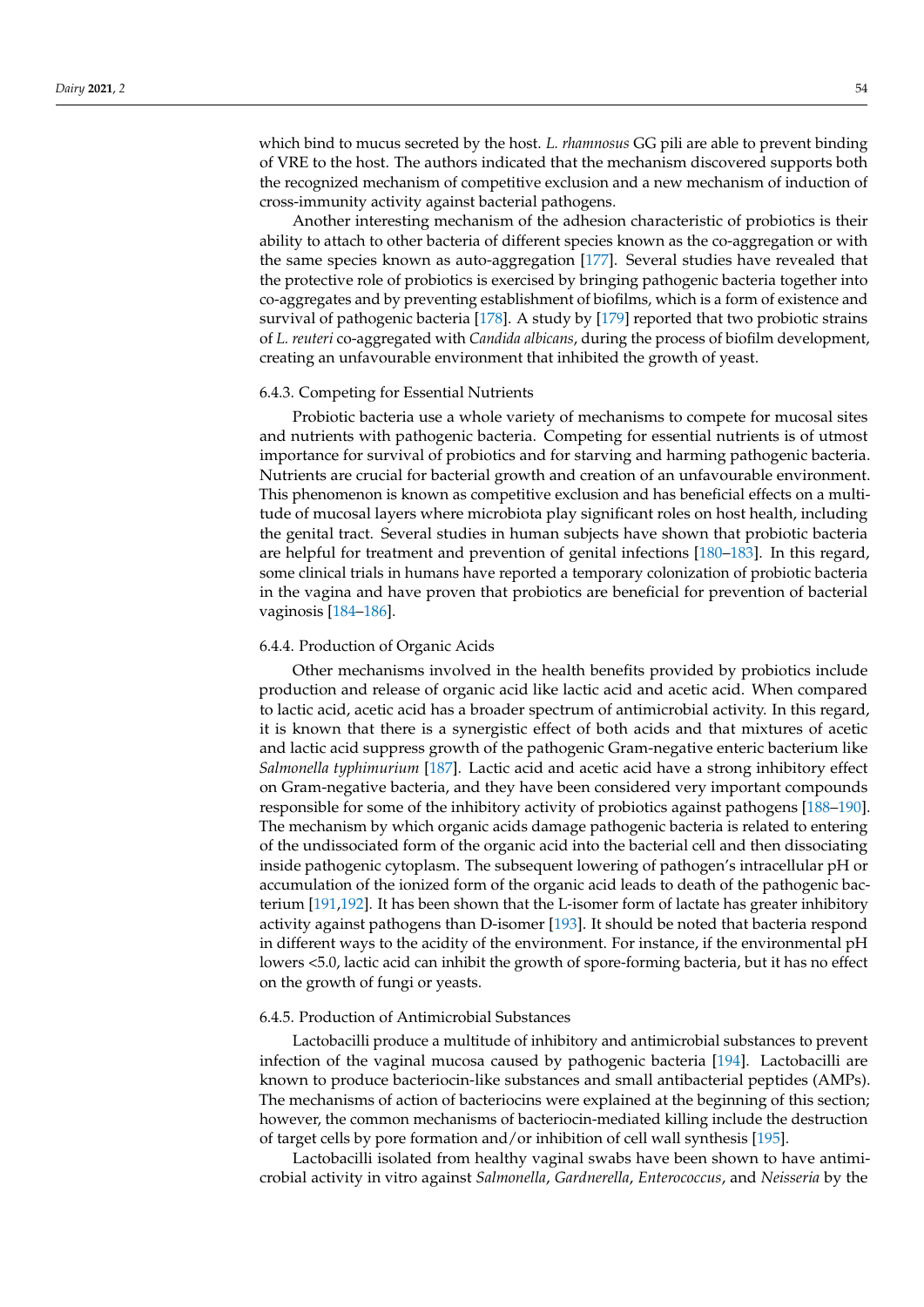which bind to mucus secreted by the host. *L. rhamnosus* GG pili are able to prevent binding of VRE to the host. The authors indicated that the mechanism discovered supports both the recognized mechanism of competitive exclusion and a new mechanism of induction of cross-immunity activity against bacterial pathogens.

Another interesting mechanism of the adhesion characteristic of probiotics is their ability to attach to other bacteria of different species known as the co-aggregation or with the same species known as auto-aggregation [177]. Several studies have revealed that the protective role of probiotics is exercised by bringing pathogenic bacteria together into co-aggregates and by preventing establishment of biofilms, which is a form of existence and survival of pathogenic bacteria [178]. A study by [179] reported that two probiotic strains of *L. reuteri* co-aggregated with *Candida albicans*, during the process of biofilm development, creating an unfavourable environment that inhibited the growth of yeast.

#### 6.4.3. Competing for Essential Nutrients

Probiotic bacteria use a whole variety of mechanisms to compete for mucosal sites and nutrients with pathogenic bacteria. Competing for essential nutrients is of utmost importance for survival of probiotics and for starving and harming pathogenic bacteria. Nutrients are crucial for bacterial growth and creation of an unfavourable environment. This phenomenon is known as competitive exclusion and has beneficial effects on a multitude of mucosal layers where microbiota play significant roles on host health, including the genital tract. Several studies in human subjects have shown that probiotic bacteria are helpful for treatment and prevention of genital infections [180–183]. In this regard, some clinical trials in humans have reported a temporary colonization of probiotic bacteria in the vagina and have proven that probiotics are beneficial for prevention of bacterial vaginosis [184–186].

#### 6.4.4. Production of Organic Acids

Other mechanisms involved in the health benefits provided by probiotics include production and release of organic acid like lactic acid and acetic acid. When compared to lactic acid, acetic acid has a broader spectrum of antimicrobial activity. In this regard, it is known that there is a synergistic effect of both acids and that mixtures of acetic and lactic acid suppress growth of the pathogenic Gram-negative enteric bacterium like *Salmonella typhimurium* [187]. Lactic acid and acetic acid have a strong inhibitory effect on Gram-negative bacteria, and they have been considered very important compounds responsible for some of the inhibitory activity of probiotics against pathogens [188–190]. The mechanism by which organic acids damage pathogenic bacteria is related to entering of the undissociated form of the organic acid into the bacterial cell and then dissociating inside pathogenic cytoplasm. The subsequent lowering of pathogen's intracellular pH or accumulation of the ionized form of the organic acid leads to death of the pathogenic bacterium [191,192]. It has been shown that the L-isomer form of lactate has greater inhibitory activity against pathogens than D-isomer [193]. It should be noted that bacteria respond in different ways to the acidity of the environment. For instance, if the environmental pH lowers <5.0, lactic acid can inhibit the growth of spore-forming bacteria, but it has no effect on the growth of fungi or yeasts.

#### 6.4.5. Production of Antimicrobial Substances

Lactobacilli produce a multitude of inhibitory and antimicrobial substances to prevent infection of the vaginal mucosa caused by pathogenic bacteria [194]. Lactobacilli are known to produce bacteriocin-like substances and small antibacterial peptides (AMPs). The mechanisms of action of bacteriocins were explained at the beginning of this section; however, the common mechanisms of bacteriocin-mediated killing include the destruction of target cells by pore formation and/or inhibition of cell wall synthesis [195].

Lactobacilli isolated from healthy vaginal swabs have been shown to have antimicrobial activity in vitro against *Salmonella*, *Gardnerella*, *Enterococcus*, and *Neisseria* by the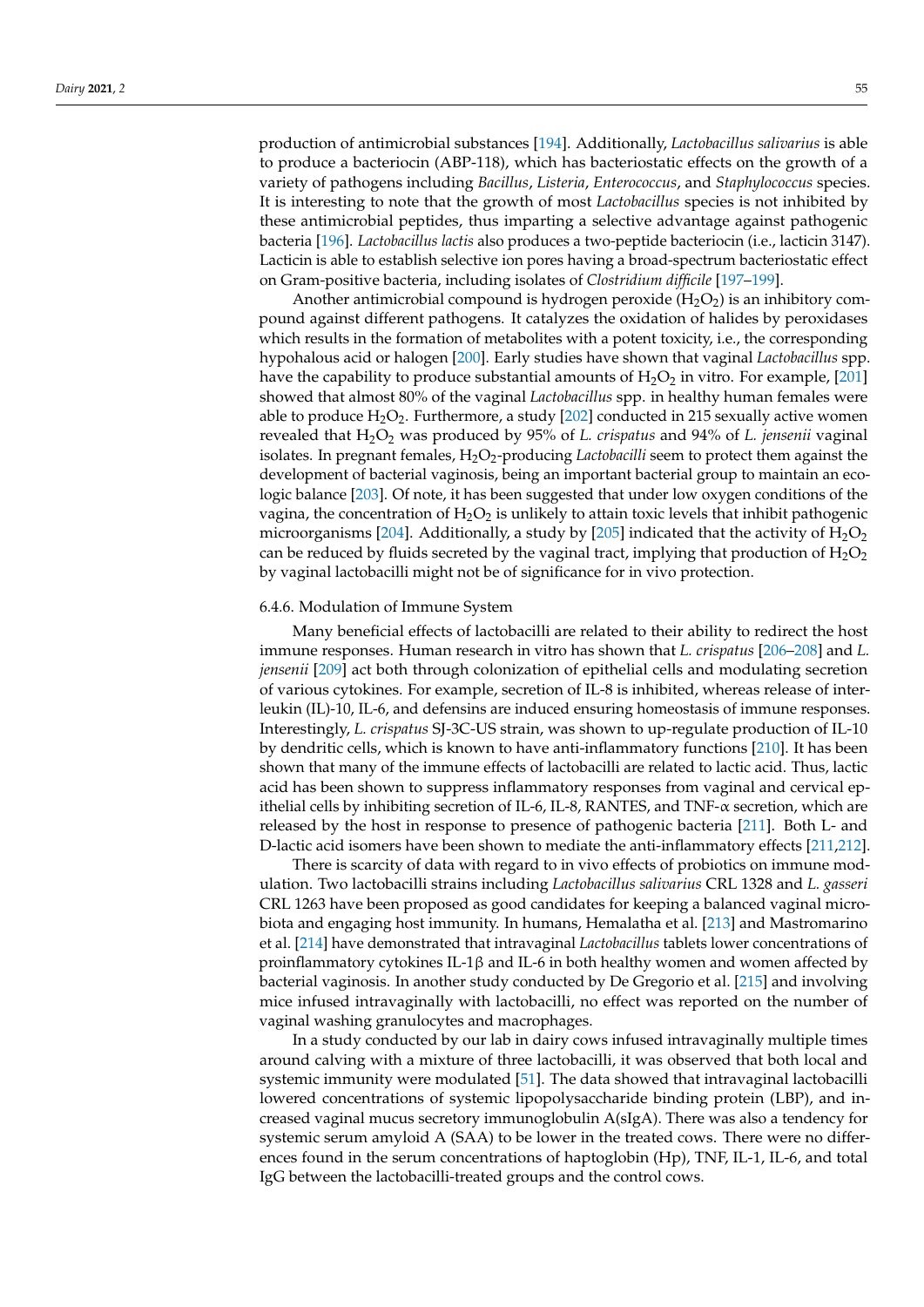production of antimicrobial substances [194]. Additionally, *Lactobacillus salivarius* is able to produce a bacteriocin (ABP-118), which has bacteriostatic effects on the growth of a variety of pathogens including *Bacillus*, *Listeria*, *Enterococcus*, and *Staphylococcus* species. It is interesting to note that the growth of most *Lactobacillus* species is not inhibited by these antimicrobial peptides, thus imparting a selective advantage against pathogenic bacteria [196]. *Lactobacillus lactis* also produces a two-peptide bacteriocin (i.e., lacticin 3147). Lacticin is able to establish selective ion pores having a broad-spectrum bacteriostatic effect on Gram-positive bacteria, including isolates of *Clostridium difficile* [197–199].

Another antimicrobial compound is hydrogen peroxide ($H_2O_2$) is an inhibitory compound against different pathogens. It catalyzes the oxidation of halides by peroxidases which results in the formation of metabolites with a potent toxicity, i.e., the corresponding hypohalous acid or halogen [200]. Early studies have shown that vaginal *Lactobacillus* spp. have the capability to produce substantial amounts of $H_2O_2$ in vitro. For example, [201] showed that almost 80% of the vaginal *Lactobacillus* spp. in healthy human females were able to produce $H_2O_2$. Furthermore, a study [202] conducted in 215 sexually active women revealed that $H_2O_2$ was produced by 95% of *L. crispatus* and 94% of *L. jensenii* vaginal isolates. In pregnant females, $H_2O_2$-producing *Lactobacilli* seem to protect them against the development of bacterial vaginosis, being an important bacterial group to maintain an ecologic balance [203]. Of note, it has been suggested that under low oxygen conditions of the vagina, the concentration of $H_2O_2$ is unlikely to attain toxic levels that inhibit pathogenic microorganisms [204]. Additionally, a study by [205] indicated that the activity of $H_2O_2$ can be reduced by fluids secreted by the vaginal tract, implying that production of $H_2O_2$ by vaginal lactobacilli might not be of significance for in vivo protection.

#### 6.4.6. Modulation of Immune System

Many beneficial effects of lactobacilli are related to their ability to redirect the host immune responses. Human research in vitro has shown that *L. crispatus* [206–208] and *L. jensenii* [209] act both through colonization of epithelial cells and modulating secretion of various cytokines. For example, secretion of IL-8 is inhibited, whereas release of interleukin (IL)-10, IL-6, and defensins are induced ensuring homeostasis of immune responses. Interestingly, *L. crispatus* SJ-3C-US strain, was shown to up-regulate production of IL-10 by dendritic cells, which is known to have anti-inflammatory functions [210]. It has been shown that many of the immune effects of lactobacilli are related to lactic acid. Thus, lactic acid has been shown to suppress inflammatory responses from vaginal and cervical epithelial cells by inhibiting secretion of IL-6, IL-8, RANTES, and TNF-α secretion, which are released by the host in response to presence of pathogenic bacteria [211]. Both L- and D-lactic acid isomers have been shown to mediate the anti-inflammatory effects [211,212].

There is scarcity of data with regard to in vivo effects of probiotics on immune modulation. Two lactobacilli strains including *Lactobacillus salivarius* CRL 1328 and *L. gasseri* CRL 1263 have been proposed as good candidates for keeping a balanced vaginal microbiota and engaging host immunity. In humans, Hemalatha et al. [213] and Mastromarino et al. [214] have demonstrated that intravaginal *Lactobacillus* tablets lower concentrations of proinflammatory cytokines IL-1β and IL-6 in both healthy women and women affected by bacterial vaginosis. In another study conducted by De Gregorio et al. [215] and involving mice infused intravaginally with lactobacilli, no effect was reported on the number of vaginal washing granulocytes and macrophages.

In a study conducted by our lab in dairy cows infused intravaginally multiple times around calving with a mixture of three lactobacilli, it was observed that both local and systemic immunity were modulated [51]. The data showed that intravaginal lactobacilli lowered concentrations of systemic lipopolysaccharide binding protein (LBP), and increased vaginal mucus secretory immunoglobulin A(sIgA). There was also a tendency for systemic serum amyloid A (SAA) to be lower in the treated cows. There were no differences found in the serum concentrations of haptoglobin (Hp), TNF, IL-1, IL-6, and total IgG between the lactobacilli-treated groups and the control cows.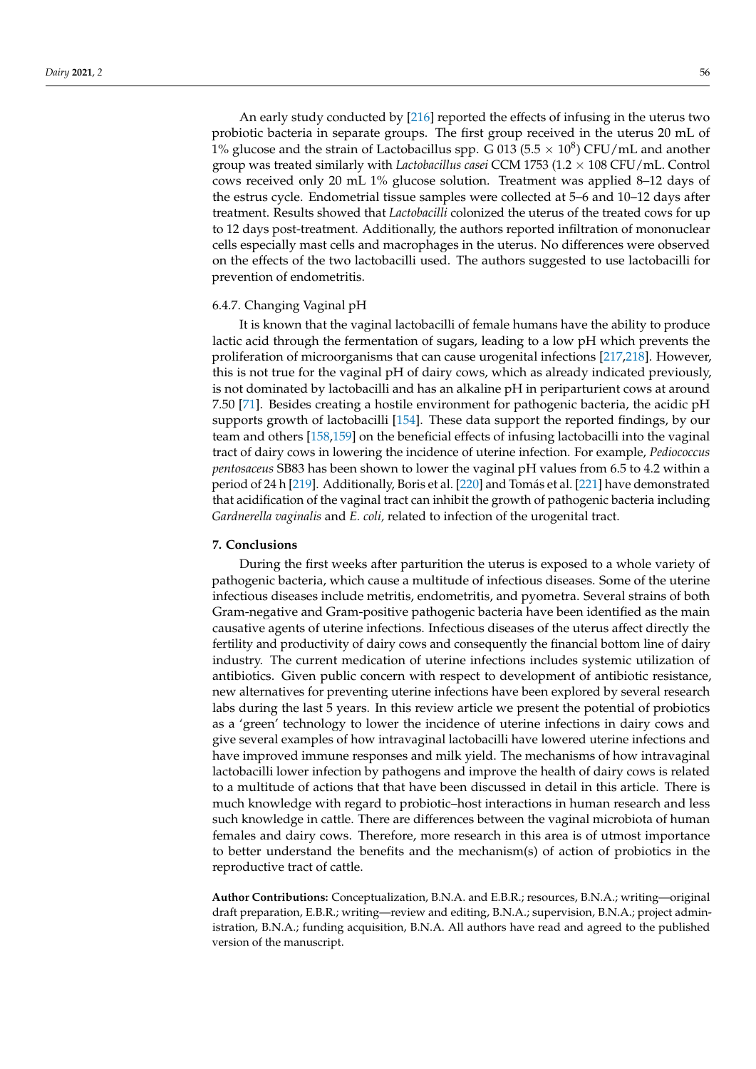An early study conducted by [216] reported the effects of infusing in the uterus two probiotic bacteria in separate groups. The first group received in the uterus 20 mL of 1% glucose and the strain of Lactobacillus spp. G 013 ($5.5 \times 10^8$) CFU/mL and another group was treated similarly with *Lactobacillus casei* CCM 1753 ($1.2 \times 108$ CFU/mL. Control cows received only 20 mL 1% glucose solution. Treatment was applied 8–12 days of the estrus cycle. Endometrial tissue samples were collected at 5–6 and 10–12 days after treatment. Results showed that *Lactobacilli* colonized the uterus of the treated cows for up to 12 days post-treatment. Additionally, the authors reported infiltration of mononuclear cells especially mast cells and macrophages in the uterus. No differences were observed on the effects of the two lactobacilli used. The authors suggested to use lactobacilli for prevention of endometritis.

#### 6.4.7. Changing Vaginal pH

It is known that the vaginal lactobacilli of female humans have the ability to produce lactic acid through the fermentation of sugars, leading to a low pH which prevents the proliferation of microorganisms that can cause urogenital infections [217,218]. However, this is not true for the vaginal pH of dairy cows, which as already indicated previously, is not dominated by lactobacilli and has an alkaline pH in periparturient cows at around 7.50 [71]. Besides creating a hostile environment for pathogenic bacteria, the acidic pH supports growth of lactobacilli [154]. These data support the reported findings, by our team and others [158,159] on the beneficial effects of infusing lactobacilli into the vaginal tract of dairy cows in lowering the incidence of uterine infection. For example, *Pediococcus pentosaceus* SB83 has been shown to lower the vaginal pH values from 6.5 to 4.2 within a period of 24 h [219]. Additionally, Boris et al. [220] and Tomás et al. [221] have demonstrated that acidification of the vaginal tract can inhibit the growth of pathogenic bacteria including *Gardnerella vaginalis* and *E. coli,* related to infection of the urogenital tract.

## 7. Conclusions

During the first weeks after parturition the uterus is exposed to a whole variety of pathogenic bacteria, which cause a multitude of infectious diseases. Some of the uterine infectious diseases include metritis, endometritis, and pyometra. Several strains of both Gram-negative and Gram-positive pathogenic bacteria have been identified as the main causative agents of uterine infections. Infectious diseases of the uterus affect directly the fertility and productivity of dairy cows and consequently the financial bottom line of dairy industry. The current medication of uterine infections includes systemic utilization of antibiotics. Given public concern with respect to development of antibiotic resistance, new alternatives for preventing uterine infections have been explored by several research labs during the last 5 years. In this review article we present the potential of probiotics as a 'green' technology to lower the incidence of uterine infections in dairy cows and give several examples of how intravaginal lactobacilli have lowered uterine infections and have improved immune responses and milk yield. The mechanisms of how intravaginal lactobacilli lower infection by pathogens and improve the health of dairy cows is related to a multitude of actions that that have been discussed in detail in this article. There is much knowledge with regard to probiotic–host interactions in human research and less such knowledge in cattle. There are differences between the vaginal microbiota of human females and dairy cows. Therefore, more research in this area is of utmost importance to better understand the benefits and the mechanism(s) of action of probiotics in the reproductive tract of cattle.

**Author Contributions:** Conceptualization, B.N.A. and E.B.R.; resources, B.N.A.; writing—original draft preparation, E.B.R.; writing—review and editing, B.N.A.; supervision, B.N.A.; project administration, B.N.A.; funding acquisition, B.N.A. All authors have read and agreed to the published version of the manuscript.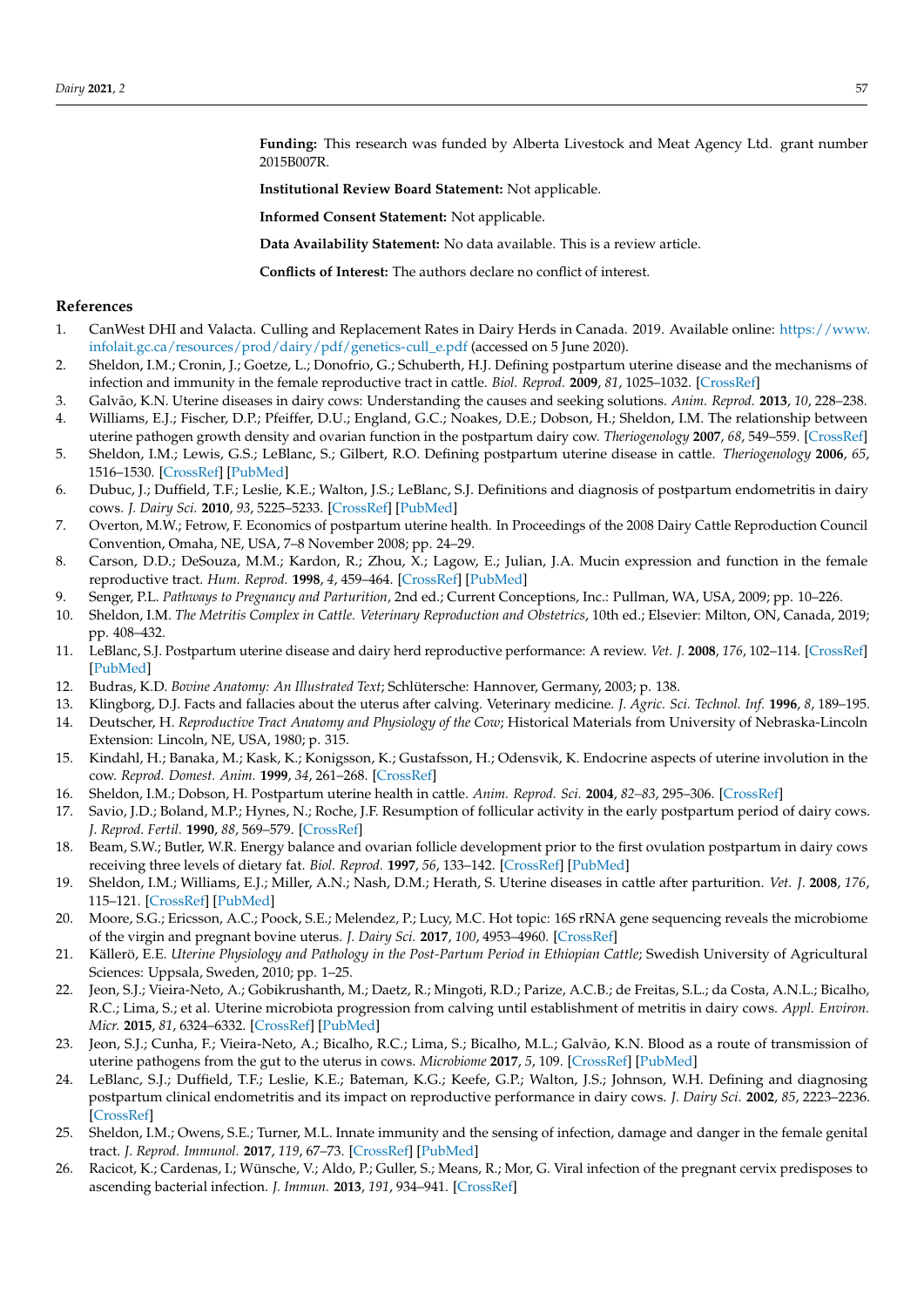**Funding:** This research was funded by Alberta Livestock and Meat Agency Ltd. grant number 2015B007R.

**Institutional Review Board Statement:** Not applicable.

**Informed Consent Statement:** Not applicable.

**Data Availability Statement:** No data available. This is a review article.

**Conflicts of Interest:** The authors declare no conflict of interest.

## References

1. CanWest DHI and Valacta. Culling and Replacement Rates in Dairy Herds in Canada. 2019. Available online: https://www.infolait.gc.ca/resources/prod/dairy/pdf/genetics-cull_e.pdf (accessed on 5 June 2020).
2. Sheldon, I.M.; Cronin, J.; Goetze, L.; Donofrio, G.; Schuberth, H.J. Defining postpartum uterine disease and the mechanisms of infection and immunity in the female reproductive tract in cattle. *Biol. Reprod.* **2009**, *81*, 1025–1032. [CrossRef]
3. Galvão, K.N. Uterine diseases in dairy cows: Understanding the causes and seeking solutions. *Anim. Reprod.* **2013**, *10*, 228–238.
4. Williams, E.J.; Fischer, D.P.; Pfeiffer, D.U.; England, G.C.; Noakes, D.E.; Dobson, H.; Sheldon, I.M. The relationship between uterine pathogen growth density and ovarian function in the postpartum dairy cow. *Theriogenology* **2007**, *68*, 549–559. [CrossRef]
5. Sheldon, I.M.; Lewis, G.S.; LeBlanc, S.; Gilbert, R.O. Defining postpartum uterine disease in cattle. *Theriogenology* **2006**, *65*, 1516–1530. [CrossRef] [PubMed]
6. Dubuc, J.; Duffield, T.F.; Leslie, K.E.; Walton, J.S.; LeBlanc, S.J. Definitions and diagnosis of postpartum endometritis in dairy cows. *J. Dairy Sci.* **2010**, *93*, 5225–5233. [CrossRef] [PubMed]
7. Overton, M.W.; Fetrow, F. Economics of postpartum uterine health. In Proceedings of the 2008 Dairy Cattle Reproduction Council Convention, Omaha, NE, USA, 7–8 November 2008; pp. 24–29.
8. Carson, D.D.; DeSouza, M.M.; Kardon, R.; Zhou, X.; Lagow, E.; Julian, J.A. Mucin expression and function in the female reproductive tract. *Hum. Reprod.* **1998**, *4*, 459–464. [CrossRef] [PubMed]
9. Senger, P.L. *Pathways to Pregnancy and Parturition*, 2nd ed.; Current Conceptions, Inc.: Pullman, WA, USA, 2009; pp. 10–226.
10. Sheldon, I.M. *The Metritis Complex in Cattle. Veterinary Reproduction and Obstetrics*, 10th ed.; Elsevier: Milton, ON, Canada, 2019; pp. 408–432.
11. LeBlanc, S.J. Postpartum uterine disease and dairy herd reproductive performance: A review. *Vet. J.* **2008**, *176*, 102–114. [CrossRef] [PubMed]
12. Budras, K.D. *Bovine Anatomy: An Illustrated Text*; Schlütersche: Hannover, Germany, 2003; p. 138.
13. Klingborg, D.J. Facts and fallacies about the uterus after calving. Veterinary medicine. *J. Agric. Sci. Technol. Inf.* **1996**, *8*, 189–195.
14. Deutscher, H. *Reproductive Tract Anatomy and Physiology of the Cow*; Historical Materials from University of Nebraska-Lincoln Extension: Lincoln, NE, USA, 1980; p. 315.
15. Kindahl, H.; Banaka, M.; Kask, K.; Konigsson, K.; Gustafsson, H.; Odensvik, K. Endocrine aspects of uterine involution in the cow. *Reprod. Domest. Anim.* **1999**, *34*, 261–268. [CrossRef]
16. Sheldon, I.M.; Dobson, H. Postpartum uterine health in cattle. *Anim. Reprod. Sci.* **2004**, *82–83*, 295–306. [CrossRef]
17. Savio, J.D.; Boland, M.P.; Hynes, N.; Roche, J.F. Resumption of follicular activity in the early postpartum period of dairy cows. *J. Reprod. Fertil.* **1990**, *88*, 569–579. [CrossRef]
18. Beam, S.W.; Butler, W.R. Energy balance and ovarian follicle development prior to the first ovulation postpartum in dairy cows receiving three levels of dietary fat. *Biol. Reprod.* **1997**, *56*, 133–142. [CrossRef] [PubMed]
19. Sheldon, I.M.; Williams, E.J.; Miller, A.N.; Nash, D.M.; Herath, S. Uterine diseases in cattle after parturition. *Vet. J.* **2008**, *176*, 115–121. [CrossRef] [PubMed]
20. Moore, S.G.; Ericsson, A.C.; Poock, S.E.; Melendez, P.; Lucy, M.C. Hot topic: 16S rRNA gene sequencing reveals the microbiome of the virgin and pregnant bovine uterus. *J. Dairy Sci.* **2017**, *100*, 4953–4960. [CrossRef]
21. Källerö, E.E. *Uterine Physiology and Pathology in the Post-Partum Period in Ethiopian Cattle*; Swedish University of Agricultural Sciences: Uppsala, Sweden, 2010; pp. 1–25.
22. Jeon, S.J.; Vieira-Neto, A.; Gobikrushanth, M.; Daetz, R.; Mingoti, R.D.; Parize, A.C.B.; de Freitas, S.L.; da Costa, A.N.L.; Bicalho, R.C.; Lima, S.; et al. Uterine microbiota progression from calving until establishment of metritis in dairy cows. *Appl. Environ. Micr.* **2015**, *81*, 6324–6332. [CrossRef] [PubMed]
23. Jeon, S.J.; Cunha, F.; Vieira-Neto, A.; Bicalho, R.C.; Lima, S.; Bicalho, M.L.; Galvão, K.N. Blood as a route of transmission of uterine pathogens from the gut to the uterus in cows. *Microbiome* **2017**, *5*, 109. [CrossRef] [PubMed]
24. LeBlanc, S.J.; Duffield, T.F.; Leslie, K.E.; Bateman, K.G.; Keefe, G.P.; Walton, J.S.; Johnson, W.H. Defining and diagnosing postpartum clinical endometritis and its impact on reproductive performance in dairy cows. *J. Dairy Sci.* **2002**, *85*, 2223–2236. [CrossRef]
25. Sheldon, I.M.; Owens, S.E.; Turner, M.L. Innate immunity and the sensing of infection, damage and danger in the female genital tract. *J. Reprod. Immunol.* **2017**, *119*, 67–73. [CrossRef] [PubMed]
26. Racicot, K.; Cardenas, I.; Wünsche, V.; Aldo, P.; Guller, S.; Means, R.; Mor, G. Viral infection of the pregnant cervix predisposes to ascending bacterial infection. *J. Immun.* **2013**, *191*, 934–941. [CrossRef]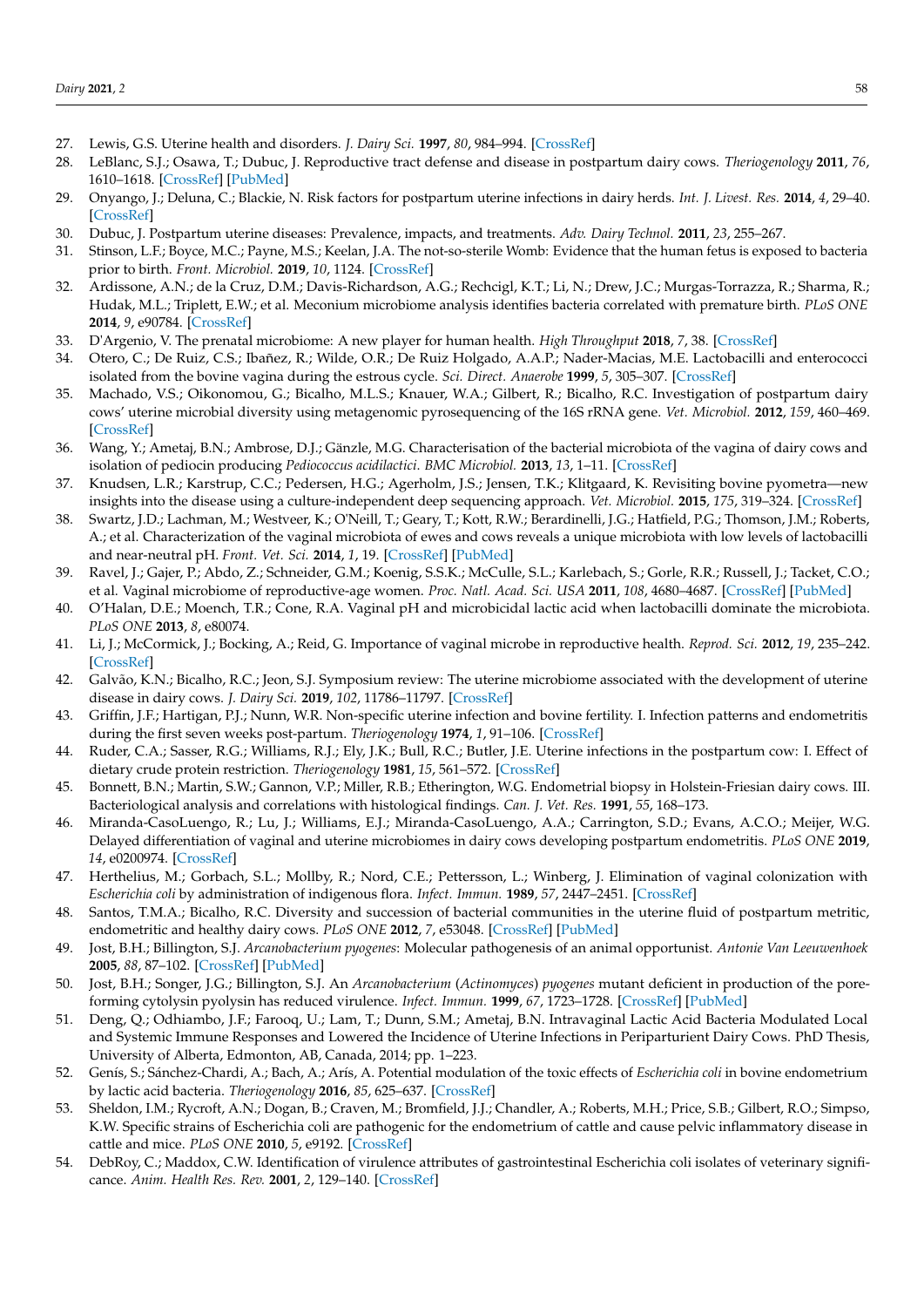27. Lewis, G.S. Uterine health and disorders. *J. Dairy Sci.* **1997**, *80*, 984–994. [CrossRef]
28. LeBlanc, S.J.; Osawa, T.; Dubuc, J. Reproductive tract defense and disease in postpartum dairy cows. *Theriogenology* **2011**, *76*, 1610–1618. [CrossRef] [PubMed]
29. Onyango, J.; Deluna, C.; Blackie, N. Risk factors for postpartum uterine infections in dairy herds. *Int. J. Livest. Res.* **2014**, *4*, 29–40. [CrossRef]
30. Dubuc, J. Postpartum uterine diseases: Prevalence, impacts, and treatments. *Adv. Dairy Technol.* **2011**, *23*, 255–267.
31. Stinson, L.F.; Boyce, M.C.; Payne, M.S.; Keelan, J.A. The not-so-sterile Womb: Evidence that the human fetus is exposed to bacteria prior to birth. *Front. Microbiol.* **2019**, *10*, 1124. [CrossRef]
32. Ardissone, A.N.; de la Cruz, D.M.; Davis-Richardson, A.G.; Rechcigl, K.T.; Li, N.; Drew, J.C.; Murgas-Torrazza, R.; Sharma, R.; Hudak, M.L.; Triplett, E.W.; et al. Meconium microbiome analysis identifies bacteria correlated with premature birth. *PLoS ONE* **2014**, *9*, e90784. [CrossRef]
33. D'Argenio, V. The prenatal microbiome: A new player for human health. *High Throughput* **2018**, *7*, 38. [CrossRef]
34. Otero, C.; De Ruiz, C.S.; Ibañez, R.; Wilde, O.R.; De Ruiz Holgado, A.A.P.; Nader-Macias, M.E. Lactobacilli and enterococci isolated from the bovine vagina during the estrous cycle. *Sci. Direct. Anaerobe* **1999**, *5*, 305–307. [CrossRef]
35. Machado, V.S.; Oikonomou, G.; Bicalho, M.L.S.; Knauer, W.A.; Gilbert, R.; Bicalho, R.C. Investigation of postpartum dairy cows' uterine microbial diversity using metagenomic pyrosequencing of the 16S rRNA gene. *Vet. Microbiol.* **2012**, *159*, 460–469. [CrossRef]
36. Wang, Y.; Ametaj, B.N.; Ambrose, D.J.; Gänzle, M.G. Characterisation of the bacterial microbiota of the vagina of dairy cows and isolation of pediocin producing *Pediococcus acidilactici*. *BMC Microbiol.* **2013**, *13*, 1–11. [CrossRef]
37. Knudsen, L.R.; Karstrup, C.C.; Pedersen, H.G.; Agerholm, J.S.; Jensen, T.K.; Klitgaard, K. Revisiting bovine pyometra—new insights into the disease using a culture-independent deep sequencing approach. *Vet. Microbiol.* **2015**, *175*, 319–324. [CrossRef]
38. Swartz, J.D.; Lachman, M.; Westveer, K.; O'Neill, T.; Geary, T.; Kott, R.W.; Berardinelli, J.G.; Hatfield, P.G.; Thomson, J.M.; Roberts, A.; et al. Characterization of the vaginal microbiota of ewes and cows reveals a unique microbiota with low levels of lactobacilli and near-neutral pH. *Front. Vet. Sci.* **2014**, *1*, 19. [CrossRef] [PubMed]
39. Ravel, J.; Gajer, P.; Abdo, Z.; Schneider, G.M.; Koenig, S.S.K.; McCulle, S.L.; Karlebach, S.; Gorle, R.R.; Russell, J.; Tacket, C.O.; et al. Vaginal microbiome of reproductive-age women. *Proc. Natl. Acad. Sci. USA* **2011**, *108*, 4680–4687. [CrossRef] [PubMed]
40. O'Halan, D.E.; Moench, T.R.; Cone, R.A. Vaginal pH and microbicidal lactic acid when lactobacilli dominate the microbiota. *PLoS ONE* **2013**, *8*, e80074.
41. Li, J.; McCormick, J.; Bocking, A.; Reid, G. Importance of vaginal microbe in reproductive health. *Reprod. Sci.* **2012**, *19*, 235–242. [CrossRef]
42. Galvão, K.N.; Bicalho, R.C.; Jeon, S.J. Symposium review: The uterine microbiome associated with the development of uterine disease in dairy cows. *J. Dairy Sci.* **2019**, *102*, 11786–11797. [CrossRef]
43. Griffin, J.F.; Hartigan, P.J.; Nunn, W.R. Non-specific uterine infection and bovine fertility. I. Infection patterns and endometritis during the first seven weeks post-partum. *Theriogenology* **1974**, *1*, 91–106. [CrossRef]
44. Ruder, C.A.; Sasser, R.G.; Williams, R.J.; Ely, J.K.; Bull, R.C.; Butler, J.E. Uterine infections in the postpartum cow: I. Effect of dietary crude protein restriction. *Theriogenology* **1981**, *15*, 561–572. [CrossRef]
45. Bonnett, B.N.; Martin, S.W.; Gannon, V.P.; Miller, R.B.; Etherington, W.G. Endometrial biopsy in Holstein-Friesian dairy cows. III. Bacteriological analysis and correlations with histological findings. *Can. J. Vet. Res.* **1991**, *55*, 168–173.
46. Miranda-CasoLuengo, R.; Lu, J.; Williams, E.J.; Miranda-CasoLuengo, A.A.; Carrington, S.D.; Evans, A.C.O.; Meijer, W.G. Delayed differentiation of vaginal and uterine microbiomes in dairy cows developing postpartum endometritis. *PLoS ONE* **2019**, *14*, e0200974. [CrossRef]
47. Herthelius, M.; Gorbach, S.L.; Mollby, R.; Nord, C.E.; Pettersson, L.; Winberg, J. Elimination of vaginal colonization with *Escherichia coli* by administration of indigenous flora. *Infect. Immun.* **1989**, *57*, 2447–2451. [CrossRef]
48. Santos, T.M.A.; Bicalho, R.C. Diversity and succession of bacterial communities in the uterine fluid of postpartum metritic, endometritic and healthy dairy cows. *PLoS ONE* **2012**, *7*, e53048. [CrossRef] [PubMed]
49. Jost, B.H.; Billington, S.J. *Arcanobacterium pyogenes*: Molecular pathogenesis of an animal opportunist. *Antonie Van Leeuwenhoek* **2005**, *88*, 87–102. [CrossRef] [PubMed]
50. Jost, B.H.; Songer, J.G.; Billington, S.J. An *Arcanobacterium* (*Actinomyces*) *pyogenes* mutant deficient in production of the pore-forming cytolysin pyolysin has reduced virulence. *Infect. Immun.* **1999**, *67*, 1723–1728. [CrossRef] [PubMed]
51. Deng, Q.; Odhiambo, J.F.; Farooq, U.; Lam, T.; Dunn, S.M.; Ametaj, B.N. Intravaginal Lactic Acid Bacteria Modulated Local and Systemic Immune Responses and Lowered the Incidence of Uterine Infections in Periparturient Dairy Cows. PhD Thesis, University of Alberta, Edmonton, AB, Canada, 2014; pp. 1–223.
52. Genís, S.; Sánchez-Chardi, A.; Bach, A.; Arís, A. Potential modulation of the toxic effects of *Escherichia coli* in bovine endometrium by lactic acid bacteria. *Theriogenology* **2016**, *85*, 625–637. [CrossRef]
53. Sheldon, I.M.; Rycroft, A.N.; Dogan, B.; Craven, M.; Bromfield, J.J.; Chandler, A.; Roberts, M.H.; Price, S.B.; Gilbert, R.O.; Simpso, K.W. Specific strains of Escherichia coli are pathogenic for the endometrium of cattle and cause pelvic inflammatory disease in cattle and mice. *PLoS ONE* **2010**, *5*, e9192. [CrossRef]
54. DebRoy, C.; Maddox, C.W. Identification of virulence attributes of gastrointestinal Escherichia coli isolates of veterinary significance. *Anim. Health Res. Rev.* **2001**, *2*, 129–140. [CrossRef]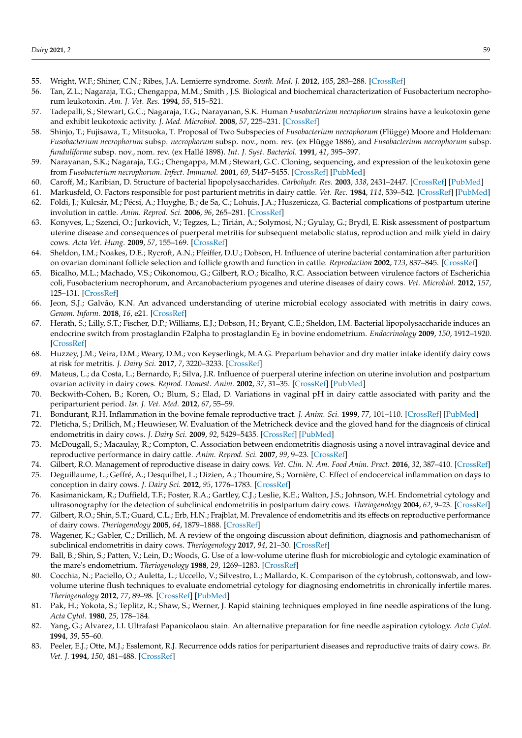55. Wright, W.F.; Shiner, C.N.; Ribes, J.A. Lemierre syndrome. *South. Med. J.* **2012**, *105*, 283–288. [CrossRef]
56. Tan, Z.L.; Nagaraja, T.G.; Chengappa, M.M.; Smith , J.S. Biological and biochemical characterization of Fusobacterium necrophorum leukotoxin. *Am. J. Vet. Res.* **1994**, *55*, 515–521.
57. Tadepalli, S.; Stewart, G.C.; Nagaraja, T.G.; Narayanan, S.K. Human *Fusobacterium necrophorum* strains have a leukotoxin gene and exhibit leukotoxic activity. *J. Med. Microbiol.* **2008**, *57*, 225–231. [CrossRef]
58. Shinjo, T.; Fujisawa, T.; Mitsuoka, T. Proposal of Two Subspecies of *Fusobacterium necrophorum* (Flügge) Moore and Holdeman: *Fusobacterium necrophorum* subsp. *necrophorum* subsp. nov., nom. rev. (ex Flügge 1886), and *Fusobacterium necrophorum* subsp. *funduliforme* subsp. nov., nom. rev. (ex Hallé 1898). *Int. J. Syst. Bacteriol.* **1991**, *41*, 395–397.
59. Narayanan, S.K.; Nagaraja, T.G.; Chengappa, M.M.; Stewart, G.C. Cloning, sequencing, and expression of the leukotoxin gene from *Fusobacterium necrophorum*. *Infect. Immunol.* **2001**, *69*, 5447–5455. [CrossRef] [PubMed]
60. Caroff, M.; Karibian, D. Structure of bacterial lipopolysaccharides. *Carbohydr. Res.* **2003**, *338*, 2431–2447. [CrossRef] [PubMed]
61. Markusfeld, O. Factors responsible for post parturient metritis in dairy cattle. *Vet. Rec.* **1984**, *114*, 539–542. [CrossRef] [PubMed]
62. Földi, J.; Kulcsár, M.; Pécsi, A.; Huyghe, B.; de Sa, C.; Lohuis, J.A.; Huszenicza, G. Bacterial complications of postpartum uterine involution in cattle. *Anim. Reprod. Sci.* **2006**, *96*, 265–281. [CrossRef]
63. Konyves, L.; Szenci, O.; Jurkovich, V.; Tegzes, L.; Tirián, A.; Solymosi, N.; Gyulay, G.; Brydl, E. Risk assessment of postpartum uterine disease and consequences of puerperal metritis for subsequent metabolic status, reproduction and milk yield in dairy cows. *Acta Vet. Hung.* **2009**, *57*, 155–169. [CrossRef]
64. Sheldon, I.M.; Noakes, D.E.; Rycroft, A.N.; Pfeiffer, D.U.; Dobson, H. Influence of uterine bacterial contamination after parturition on ovarian dominant follicle selection and follicle growth and function in cattle. *Reproduction* **2002**, *123*, 837–845. [CrossRef]
65. Bicalho, M.L.; Machado, V.S.; Oikonomou, G.; Gilbert, R.O.; Bicalho, R.C. Association between virulence factors of Escherichia coli, Fusobacterium necrophorum, and Arcanobacterium pyogenes and uterine diseases of dairy cows. *Vet. Microbiol.* **2012**, *157*, 125–131. [CrossRef]
66. Jeon, S.J.; Galvão, K.N. An advanced understanding of uterine microbial ecology associated with metritis in dairy cows. *Genom. Inform.* **2018**, *16*, e21. [CrossRef]
67. Herath, S.; Lilly, S.T.; Fischer, D.P.; Williams, E.J.; Dobson, H.; Bryant, C.E.; Sheldon, I.M. Bacterial lipopolysaccharide induces an endocrine switch from prostaglandin F2alpha to prostaglandin $E_2$ in bovine endometrium. *Endocrinology* **2009**, *150*, 1912–1920. [CrossRef]
68. Huzzey, J.M.; Veira, D.M.; Weary, D.M.; von Keyserlingk, M.A.G. Prepartum behavior and dry matter intake identify dairy cows at risk for metritis. *J. Dairy Sci.* **2017**, *7*, 3220–3233. [CrossRef]
69. Mateus, L.; da Costa, L.; Bernardo, F.; Silva, J.R. Influence of puerperal uterine infection on uterine involution and postpartum ovarian activity in dairy cows. *Reprod. Domest. Anim.* **2002**, *37*, 31–35. [CrossRef] [PubMed]
70. Beckwith-Cohen, B.; Koren, O.; Blum, S.; Elad, D. Variations in vaginal pH in dairy cattle associated with parity and the periparturient period. *Isr. J. Vet. Med.* **2012**, *67*, 55–59.
71. Bondurant, R.H. Inflammation in the bovine female reproductive tract. *J. Anim. Sci.* **1999**, *77*, 101–110. [CrossRef] [PubMed]
72. Pleticha, S.; Drillich, M.; Heuwieser, W. Evaluation of the Metricheck device and the gloved hand for the diagnosis of clinical endometritis in dairy cows. *J. Dairy Sci.* **2009**, *92*, 5429–5435. [CrossRef] [PubMed]
73. McDougall, S.; Macaulay, R.; Compton, C. Association between endometritis diagnosis using a novel intravaginal device and reproductive performance in dairy cattle. *Anim. Reprod. Sci.* **2007**, *99*, 9–23. [CrossRef]
74. Gilbert, R.O. Management of reproductive disease in dairy cows. *Vet. Clin. N. Am. Food Anim. Pract.* **2016**, *32*, 387–410. [CrossRef]
75. Deguillaume, L.; Geffré, A.; Desquilbet, L.; Dizien, A.; Thoumire, S.; Vornière, C. Effect of endocervical inflammation on days to conception in dairy cows. *J. Dairy Sci.* **2012**, *95*, 1776–1783. [CrossRef]
76. Kasimanickam, R.; Duffield, T.F.; Foster, R.A.; Gartley, C.J.; Leslie, K.E.; Walton, J.S.; Johnson, W.H. Endometrial cytology and ultrasonography for the detection of subclinical endometritis in postpartum dairy cows. *Theriogenology* **2004**, *62*, 9–23. [CrossRef]
77. Gilbert, R.O.; Shin, S.T.; Guard, C.L.; Erb, H.N.; Frajblat, M. Prevalence of endometritis and its effects on reproductive performance of dairy cows. *Theriogenology* **2005**, *64*, 1879–1888. [CrossRef]
78. Wagener, K.; Gabler, C.; Drillich, M. A review of the ongoing discussion about definition, diagnosis and pathomechanism of subclinical endometritis in dairy cows. *Theriogenology* **2017**, *94*, 21–30. [CrossRef]
79. Ball, B.; Shin, S.; Patten, V.; Lein, D.; Woods, G. Use of a low-volume uterine flush for microbiologic and cytologic examination of the mare's endometrium. *Theriogenology* **1988**, *29*, 1269–1283. [CrossRef]
80. Cocchia, N.; Paciello, O.; Auletta, L.; Uccello, V.; Silvestro, L.; Mallardo, K. Comparison of the cytobrush, cottonswab, and low-volume uterine flush techniques to evaluate endometrial cytology for diagnosing endometritis in chronically infertile mares. *Theriogenology* **2012**, *77*, 89–98. [CrossRef] [PubMed]
81. Pak, H.; Yokota, S.; Teplitz, R.; Shaw, S.; Werner, J. Rapid staining techniques employed in fine needle aspirations of the lung. *Acta Cytol.* **1980**, *25*, 178–184.
82. Yang, G.; Alvarez, I.I. Ultrafast Papanicolaou stain. An alternative preparation for fine needle aspiration cytology. *Acta Cytol.* **1994**, *39*, 55–60.
83. Peeler, E.J.; Otte, M.J.; Esslemont, R.J. Recurrence odds ratios for periparturient diseases and reproductive traits of dairy cows. *Br. Vet. J.* **1994**, *150*, 481–488. [CrossRef]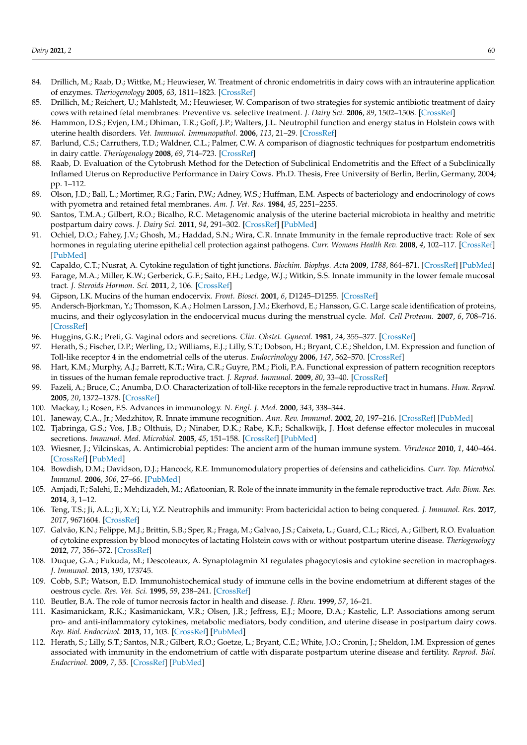84. Drillich, M.; Raab, D.; Wittke, M.; Heuwieser, W. Treatment of chronic endometritis in dairy cows with an intrauterine application of enzymes. *Theriogenology* **2005**, *63*, 1811–1823. [CrossRef]
85. Drillich, M.; Reichert, U.; Mahlstedt, M.; Heuwieser, W. Comparison of two strategies for systemic antibiotic treatment of dairy cows with retained fetal membranes: Preventive vs. selective treatment. *J. Dairy Sci.* **2006**, *89*, 1502–1508. [CrossRef]
86. Hammon, D.S.; Evjen, I.M.; Dhiman, T.R.; Goff, J.P.; Walters, J.L. Neutrophil function and energy status in Holstein cows with uterine health disorders. *Vet. Immunol. Immunopathol.* **2006**, *113*, 21–29. [CrossRef]
87. Barlund, C.S.; Carruthers, T.D.; Waldner, C.L.; Palmer, C.W. A comparison of diagnostic techniques for postpartum endometritis in dairy cattle. *Theriogenology* **2008**, *69*, 714–723. [CrossRef]
88. Raab, D. Evaluation of the Cytobrush Method for the Detection of Subclinical Endometritis and the Effect of a Subclinically Inflamed Uterus on Reproductive Performance in Dairy Cows. Ph.D. Thesis, Free University of Berlin, Berlin, Germany, 2004; pp. 1–112.
89. Olson, J.D.; Ball, L.; Mortimer, R.G.; Farin, P.W.; Adney, W.S.; Huffman, E.M. Aspects of bacteriology and endocrinology of cows with pyometra and retained fetal membranes. *Am. J. Vet. Res.* **1984**, *45*, 2251–2255.
90. Santos, T.M.A.; Gilbert, R.O.; Bicalho, R.C. Metagenomic analysis of the uterine bacterial microbiota in healthy and metritic postpartum dairy cows. *J. Dairy Sci.* **2011**, *94*, 291–302. [CrossRef] [PubMed]
91. Ochiel, D.O.; Fahey, J.V.; Ghosh, M.; Haddad, S.N.; Wira, C.R. Innate Immunity in the female reproductive tract: Role of sex hormones in regulating uterine epithelial cell protection against pathogens. *Curr. Womens Health Rev.* **2008**, *4*, 102–117. [CrossRef] [PubMed]
92. Capaldo, C.T.; Nusrat, A. Cytokine regulation of tight junctions. *Biochim. Biophys. Acta* **2009**, *1788*, 864–871. [CrossRef] [PubMed]
93. Farage, M.A.; Miller, K.W.; Gerberick, G.F.; Saito, F.H.; Ledge, W.J.; Witkin, S.S. Innate immunity in the lower female mucosal tract. *J. Steroids Hormon. Sci.* **2011**, *2*, 106. [CrossRef]
94. Gipson, I.K. Mucins of the human endocervix. *Front. Biosci.* **2001**, *6*, D1245–D1255. [CrossRef]
95. Andersch-Bjorkman, Y.; Thomsson, K.A.; Holmen Larsson, J.M.; Ekerhovd, E.; Hansson, G.C. Large scale identification of proteins, mucins, and their oglycosylation in the endocervical mucus during the menstrual cycle. *Mol. Cell Proteom.* **2007**, *6*, 708–716. [CrossRef]
96. Huggins, G.R.; Preti, G. Vaginal odors and secretions. *Clin. Obstet. Gynecol.* **1981**, *24*, 355–377. [CrossRef]
97. Herath, S.; Fischer, D.P.; Werling, D.; Williams, E.J.; Lilly, S.T.; Dobson, H.; Bryant, C.E.; Sheldon, I.M. Expression and function of Toll-like receptor 4 in the endometrial cells of the uterus. *Endocrinology* **2006**, *147*, 562–570. [CrossRef]
98. Hart, K.M.; Murphy, A.J.; Barrett, K.T.; Wira, C.R.; Guyre, P.M.; Pioli, P.A. Functional expression of pattern recognition receptors in tissues of the human female reproductive tract. *J. Reprod. Immunol.* **2009**, *80*, 33–40. [CrossRef]
99. Fazeli, A.; Bruce, C.; Anumba, D.O. Characterization of toll-like receptors in the female reproductive tract in humans. *Hum. Reprod.* **2005**, *20*, 1372–1378. [CrossRef]
100. Mackay, I.; Rosen, F.S. Advances in immunology. *N. Engl. J. Med.* **2000**, *343*, 338–344.
101. Janeway, C.A., Jr.; Medzhitov, R. Innate immune recognition. *Ann. Rev. Immunol.* **2002**, *20*, 197–216. [CrossRef] [PubMed]
102. Tjabringa, G.S.; Vos, J.B.; Olthuis, D.; Ninaber, D.K.; Rabe, K.F.; Schalkwijk, J. Host defense effector molecules in mucosal secretions. *Immunol. Med. Microbiol.* **2005**, *45*, 151–158. [CrossRef] [PubMed]
103. Wiesner, J.; Vilcinskas, A. Antimicrobial peptides: The ancient arm of the human immune system. *Virulence* **2010**, *1*, 440–464. [CrossRef] [PubMed]
104. Bowdish, D.M.; Davidson, D.J.; Hancock, R.E. Immunomodulatory properties of defensins and cathelicidins. *Curr. Top. Microbiol. Immunol.* **2006**, *306*, 27–66. [PubMed]
105. Amjadi, F.; Salehi, E.; Mehdizadeh, M.; Aflatoonian, R. Role of the innate immunity in the female reproductive tract. *Adv. Biom. Res.* **2014**, *3*, 1–12.
106. Teng, T.S.; Ji, A.L.; Ji, X.Y.; Li, Y.Z. Neutrophils and immunity: From bactericidal action to being conquered. *J. Immunol. Res.* **2017**, *2017*, 9671604. [CrossRef]
107. Galvão, K.N.; Felippe, M.J.; Brittin, S.B.; Sper, R.; Fraga, M.; Galvao, J.S.; Caixeta, L.; Guard, C.L.; Ricci, A.; Gilbert, R.O. Evaluation of cytokine expression by blood monocytes of lactating Holstein cows with or without postpartum uterine disease. *Theriogenology* **2012**, *77*, 356–372. [CrossRef]
108. Duque, G.A.; Fukuda, M.; Descoteaux, A. Synaptotagmin XI regulates phagocytosis and cytokine secretion in macrophages. *J. Immunol.* **2013**, *190*, 173745.
109. Cobb, S.P.; Watson, E.D. Immunohistochemical study of immune cells in the bovine endometrium at different stages of the oestrous cycle. *Res. Vet. Sci.* **1995**, *59*, 238–241. [CrossRef]
110. Beutler, B.A. The role of tumor necrosis factor in health and disease. *J. Rheu.* **1999**, *57*, 16–21.
111. Kasimanickam, R.K.; Kasimanickam, V.R.; Olsen, J.R.; Jeffress, E.J.; Moore, D.A.; Kastelic, L.P. Associations among serum pro- and anti-inflammatory cytokines, metabolic mediators, body condition, and uterine disease in postpartum dairy cows. *Rep. Biol. Endocrinol.* **2013**, *11*, 103. [CrossRef] [PubMed]
112. Herath, S.; Lilly, S.T.; Santos, N.R.; Gilbert, R.O.; Goetze, L.; Bryant, C.E.; White, J.O.; Cronin, J.; Sheldon, I.M. Expression of genes associated with immunity in the endometrium of cattle with disparate postpartum uterine disease and fertility. *Reprod. Biol. Endocrinol.* **2009**, *7*, 55. [CrossRef] [PubMed]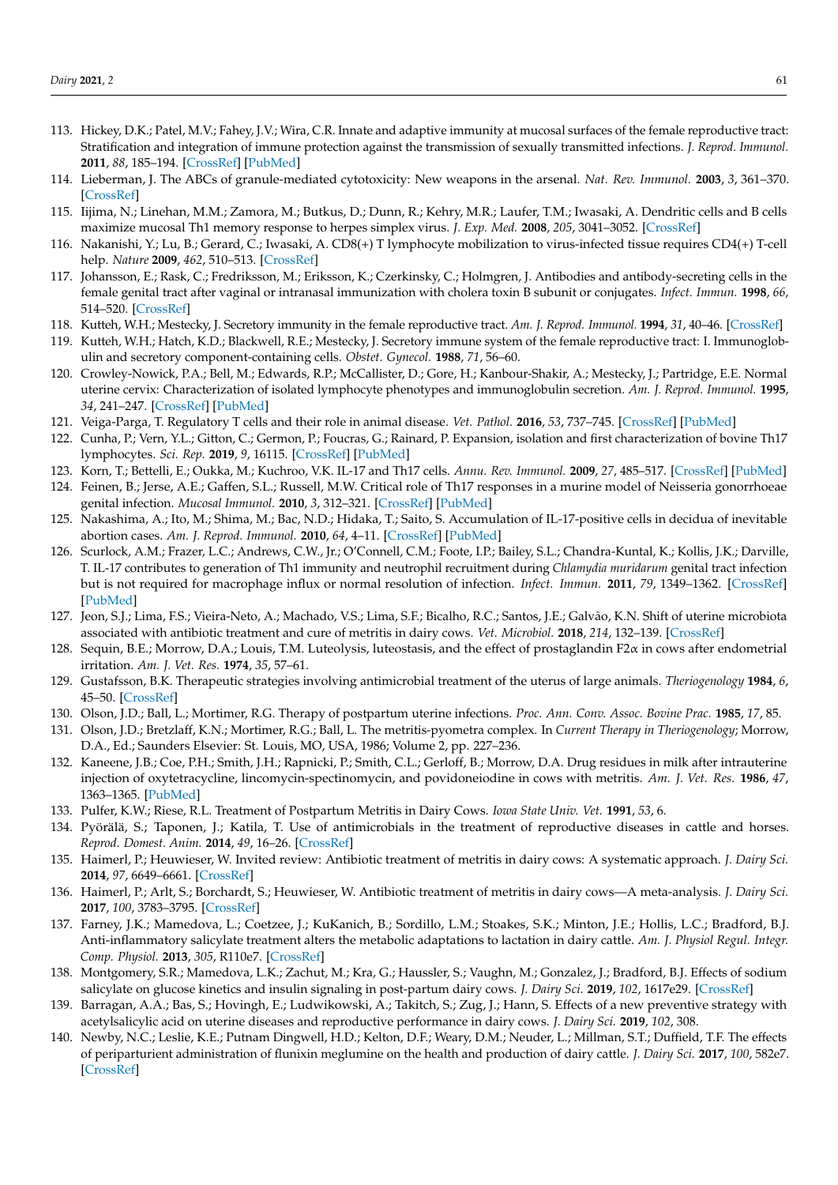113. Hickey, D.K.; Patel, M.V.; Fahey, J.V.; Wira, C.R. Innate and adaptive immunity at mucosal surfaces of the female reproductive tract: Stratification and integration of immune protection against the transmission of sexually transmitted infections. *J. Reprod. Immunol.* **2011**, *88*, 185–194. [CrossRef] [PubMed]
114. Lieberman, J. The ABCs of granule-mediated cytotoxicity: New weapons in the arsenal. *Nat. Rev. Immunol.* **2003**, *3*, 361–370. [CrossRef]
115. Iijima, N.; Linehan, M.M.; Zamora, M.; Butkus, D.; Dunn, R.; Kehry, M.R.; Laufer, T.M.; Iwasaki, A. Dendritic cells and B cells maximize mucosal Th1 memory response to herpes simplex virus. *J. Exp. Med.* **2008**, *205*, 3041–3052. [CrossRef]
116. Nakanishi, Y.; Lu, B.; Gerard, C.; Iwasaki, A. CD8(+) T lymphocyte mobilization to virus-infected tissue requires CD4(+) T-cell help. *Nature* **2009**, *462*, 510–513. [CrossRef]
117. Johansson, E.; Rask, C.; Fredriksson, M.; Eriksson, K.; Czerkinsky, C.; Holmgren, J. Antibodies and antibody-secreting cells in the female genital tract after vaginal or intranasal immunization with cholera toxin B subunit or conjugates. *Infect. Immun.* **1998**, *66*, 514–520. [CrossRef]
118. Kutteh, W.H.; Mestecky, J. Secretory immunity in the female reproductive tract. *Am. J. Reprod. Immunol.* **1994**, *31*, 40–46. [CrossRef]
119. Kutteh, W.H.; Hatch, K.D.; Blackwell, R.E.; Mestecky, J. Secretory immune system of the female reproductive tract: I. Immunoglobulin and secretory component-containing cells. *Obstet. Gynecol.* **1988**, *71*, 56–60.
120. Crowley-Nowick, P.A.; Bell, M.; Edwards, R.P.; McCallister, D.; Gore, H.; Kanbour-Shakir, A.; Mestecky, J.; Partridge, E.E. Normal uterine cervix: Characterization of isolated lymphocyte phenotypes and immunoglobulin secretion. *Am. J. Reprod. Immunol.* **1995**, *34*, 241–247. [CrossRef] [PubMed]
121. Veiga-Parga, T. Regulatory T cells and their role in animal disease. *Vet. Pathol.* **2016**, *53*, 737–745. [CrossRef] [PubMed]
122. Cunha, P.; Vern, Y.L.; Gitton, C.; Germon, P.; Foucras, G.; Rainard, P. Expansion, isolation and first characterization of bovine Th17 lymphocytes. *Sci. Rep.* **2019**, *9*, 16115. [CrossRef] [PubMed]
123. Korn, T.; Bettelli, E.; Oukka, M.; Kuchroo, V.K. IL-17 and Th17 cells. *Annu. Rev. Immunol.* **2009**, *27*, 485–517. [CrossRef] [PubMed]
124. Feinen, B.; Jerse, A.E.; Gaffen, S.L.; Russell, M.W. Critical role of Th17 responses in a murine model of Neisseria gonorrhoeae genital infection. *Mucosal Immunol.* **2010**, *3*, 312–321. [CrossRef] [PubMed]
125. Nakashima, A.; Ito, M.; Shima, M.; Bac, N.D.; Hidaka, T.; Saito, S. Accumulation of IL-17-positive cells in decidua of inevitable abortion cases. *Am. J. Reprod. Immunol.* **2010**, *64*, 4–11. [CrossRef] [PubMed]
126. Scurlock, A.M.; Frazer, L.C.; Andrews, C.W., Jr.; O'Connell, C.M.; Foote, I.P.; Bailey, S.L.; Chandra-Kuntal, K.; Kollis, J.K.; Darville, T. IL-17 contributes to generation of Th1 immunity and neutrophil recruitment during *Chlamydia muridarum* genital tract infection but is not required for macrophage influx or normal resolution of infection. *Infect. Immun.* **2011**, *79*, 1349–1362. [CrossRef] [PubMed]
127. Jeon, S.J.; Lima, F.S.; Vieira-Neto, A.; Machado, V.S.; Lima, S.F.; Bicalho, R.C.; Santos, J.E.; Galvão, K.N. Shift of uterine microbiota associated with antibiotic treatment and cure of metritis in dairy cows. *Vet. Microbiol.* **2018**, *214*, 132–139. [CrossRef]
128. Sequin, B.E.; Morrow, D.A.; Louis, T.M. Luteolysis, luteostasis, and the effect of prostaglandin F2α in cows after endometrial irritation. *Am. J. Vet. Res.* **1974**, *35*, 57–61.
129. Gustafsson, B.K. Therapeutic strategies involving antimicrobial treatment of the uterus of large animals. *Theriogenology* **1984**, *6*, 45–50. [CrossRef]
130. Olson, J.D.; Ball, L.; Mortimer, R.G. Therapy of postpartum uterine infections. *Proc. Ann. Conv. Assoc. Bovine Prac.* **1985**, *17*, 85.
131. Olson, J.D.; Bretzlaff, K.N.; Mortimer, R.G.; Ball, L. The metritis-pyometra complex. In *Current Therapy in Theriogenology*; Morrow, D.A., Ed.; Saunders Elsevier: St. Louis, MO, USA, 1986; Volume 2, pp. 227–236.
132. Kaneene, J.B.; Coe, P.H.; Smith, J.H.; Rapnicki, P.; Smith, C.L.; Gerloff, B.; Morrow, D.A. Drug residues in milk after intrauterine injection of oxytetracycline, lincomycin-spectinomycin, and povidoneiodine in cows with metritis. *Am. J. Vet. Res.* **1986**, *47*, 1363–1365. [PubMed]
133. Pulfer, K.W.; Riese, R.L. Treatment of Postpartum Metritis in Dairy Cows. *Iowa State Univ. Vet.* **1991**, *53*, 6.
134. Pyörälä, S.; Taponen, J.; Katila, T. Use of antimicrobials in the treatment of reproductive diseases in cattle and horses. *Reprod. Domest. Anim.* **2014**, *49*, 16–26. [CrossRef]
135. Haimerl, P.; Heuwieser, W. Invited review: Antibiotic treatment of metritis in dairy cows: A systematic approach. *J. Dairy Sci.* **2014**, *97*, 6649–6661. [CrossRef]
136. Haimerl, P.; Arlt, S.; Borchardt, S.; Heuwieser, W. Antibiotic treatment of metritis in dairy cows—A meta-analysis. *J. Dairy Sci.* **2017**, *100*, 3783–3795. [CrossRef]
137. Farney, J.K.; Mamedova, L.; Coetzee, J.; KuKanich, B.; Sordillo, L.M.; Stoakes, S.K.; Minton, J.E.; Hollis, L.C.; Bradford, B.J. Anti-inflammatory salicylate treatment alters the metabolic adaptations to lactation in dairy cattle. *Am. J. Physiol Regul. Integr. Comp. Physiol.* **2013**, *305*, R110e7. [CrossRef]
138. Montgomery, S.R.; Mamedova, L.K.; Zachut, M.; Kra, G.; Haussler, S.; Vaughn, M.; Gonzalez, J.; Bradford, B.J. Effects of sodium salicylate on glucose kinetics and insulin signaling in post-partum dairy cows. *J. Dairy Sci.* **2019**, *102*, 1617e29. [CrossRef]
139. Barragan, A.A.; Bas, S.; Hovingh, E.; Ludwikowski, A.; Takitch, S.; Zug, J.; Hann, S. Effects of a new preventive strategy with acetylsalicylic acid on uterine diseases and reproductive performance in dairy cows. *J. Dairy Sci.* **2019**, *102*, 308.
140. Newby, N.C.; Leslie, K.E.; Putnam Dingwell, H.D.; Kelton, D.F.; Weary, D.M.; Neuder, L.; Millman, S.T.; Duffield, T.F. The effects of periparturient administration of flunixin meglumine on the health and production of dairy cattle. *J. Dairy Sci.* **2017**, *100*, 582e7. [CrossRef]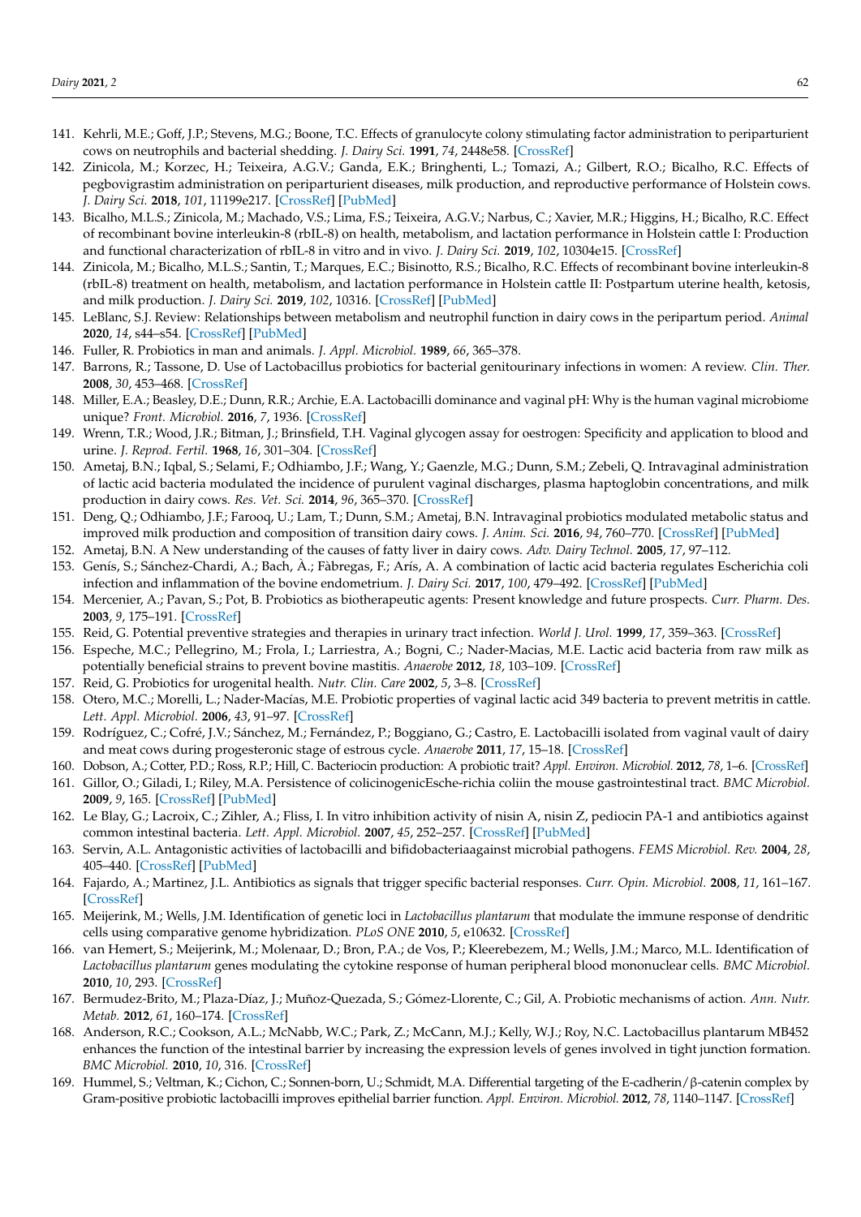141. Kehrli, M.E.; Goff, J.P.; Stevens, M.G.; Boone, T.C. Effects of granulocyte colony stimulating factor administration to periparturient cows on neutrophils and bacterial shedding. *J. Dairy Sci.* **1991**, *74*, 2448e58. [CrossRef]
142. Zinicola, M.; Korzec, H.; Teixeira, A.G.V.; Ganda, E.K.; Bringhenti, L.; Tomazi, A.; Gilbert, R.O.; Bicalho, R.C. Effects of pegbovigrastim administration on periparturient diseases, milk production, and reproductive performance of Holstein cows. *J. Dairy Sci.* **2018**, *101*, 11199e217. [CrossRef] [PubMed]
143. Bicalho, M.L.S.; Zinicola, M.; Machado, V.S.; Lima, F.S.; Teixeira, A.G.V.; Narbus, C.; Xavier, M.R.; Higgins, H.; Bicalho, R.C. Effect of recombinant bovine interleukin-8 (rbIL-8) on health, metabolism, and lactation performance in Holstein cattle I: Production and functional characterization of rbIL-8 in vitro and in vivo. *J. Dairy Sci.* **2019**, *102*, 10304e15. [CrossRef]
144. Zinicola, M.; Bicalho, M.L.S.; Santin, T.; Marques, E.C.; Bisinotto, R.S.; Bicalho, R.C. Effects of recombinant bovine interleukin-8 (rbIL-8) treatment on health, metabolism, and lactation performance in Holstein cattle II: Postpartum uterine health, ketosis, and milk production. *J. Dairy Sci.* **2019**, *102*, 10316. [CrossRef] [PubMed]
145. LeBlanc, S.J. Review: Relationships between metabolism and neutrophil function in dairy cows in the peripartum period. *Animal* **2020**, *14*, s44–s54. [CrossRef] [PubMed]
146. Fuller, R. Probiotics in man and animals. *J. Appl. Microbiol.* **1989**, *66*, 365–378.
147. Barrons, R.; Tassone, D. Use of Lactobacillus probiotics for bacterial genitourinary infections in women: A review. *Clin. Ther.* **2008**, *30*, 453–468. [CrossRef]
148. Miller, E.A.; Beasley, D.E.; Dunn, R.R.; Archie, E.A. Lactobacilli dominance and vaginal pH: Why is the human vaginal microbiome unique? *Front. Microbiol.* **2016**, *7*, 1936. [CrossRef]
149. Wrenn, T.R.; Wood, J.R.; Bitman, J.; Brinsfield, T.H. Vaginal glycogen assay for oestrogen: Specificity and application to blood and urine. *J. Reprod. Fertil.* **1968**, *16*, 301–304. [CrossRef]
150. Ametaj, B.N.; Iqbal, S.; Selami, F.; Odhiambo, J.F.; Wang, Y.; Gaenzle, M.G.; Dunn, S.M.; Zebeli, Q. Intravaginal administration of lactic acid bacteria modulated the incidence of purulent vaginal discharges, plasma haptoglobin concentrations, and milk production in dairy cows. *Res. Vet. Sci.* **2014**, *96*, 365–370. [CrossRef]
151. Deng, Q.; Odhiambo, J.F.; Farooq, U.; Lam, T.; Dunn, S.M.; Ametaj, B.N. Intravaginal probiotics modulated metabolic status and improved milk production and composition of transition dairy cows. *J. Anim. Sci.* **2016**, *94*, 760–770. [CrossRef] [PubMed]
152. Ametaj, B.N. A New understanding of the causes of fatty liver in dairy cows. *Adv. Dairy Technol.* **2005**, *17*, 97–112.
153. Genís, S.; Sánchez-Chardi, A.; Bach, À.; Fàbregas, F.; Arís, A. A combination of lactic acid bacteria regulates Escherichia coli infection and inflammation of the bovine endometrium. *J. Dairy Sci.* **2017**, *100*, 479–492. [CrossRef] [PubMed]
154. Mercenier, A.; Pavan, S.; Pot, B. Probiotics as biotherapeutic agents: Present knowledge and future prospects. *Curr. Pharm. Des.* **2003**, *9*, 175–191. [CrossRef]
155. Reid, G. Potential preventive strategies and therapies in urinary tract infection. *World J. Urol.* **1999**, *17*, 359–363. [CrossRef]
156. Espeche, M.C.; Pellegrino, M.; Frola, I.; Larriestra, A.; Bogni, C.; Nader-Macias, M.E. Lactic acid bacteria from raw milk as potentially beneficial strains to prevent bovine mastitis. *Anaerobe* **2012**, *18*, 103–109. [CrossRef]
157. Reid, G. Probiotics for urogenital health. *Nutr. Clin. Care* **2002**, *5*, 3–8. [CrossRef]
158. Otero, M.C.; Morelli, L.; Nader-Macías, M.E. Probiotic properties of vaginal lactic acid 349 bacteria to prevent metritis in cattle. *Lett. Appl. Microbiol.* **2006**, *43*, 91–97. [CrossRef]
159. Rodríguez, C.; Cofré, J.V.; Sánchez, M.; Fernández, P.; Boggiano, G.; Castro, E. Lactobacilli isolated from vaginal vault of dairy and meat cows during progesteronic stage of estrous cycle. *Anaerobe* **2011**, *17*, 15–18. [CrossRef]
160. Dobson, A.; Cotter, P.D.; Ross, R.P.; Hill, C. Bacteriocin production: A probiotic trait? *Appl. Environ. Microbiol.* **2012**, *78*, 1–6. [CrossRef]
161. Gillor, O.; Giladi, I.; Riley, M.A. Persistence of colicinogenicEsche-richia coliin the mouse gastrointestinal tract. *BMC Microbiol.* **2009**, *9*, 165. [CrossRef] [PubMed]
162. Le Blay, G.; Lacroix, C.; Zihler, A.; Fliss, I. In vitro inhibition activity of nisin A, nisin Z, pediocin PA-1 and antibiotics against common intestinal bacteria. *Lett. Appl. Microbiol.* **2007**, *45*, 252–257. [CrossRef] [PubMed]
163. Servin, A.L. Antagonistic activities of lactobacilli and bifidobacteriaagainst microbial pathogens. *FEMS Microbiol. Rev.* **2004**, *28*, 405–440. [CrossRef] [PubMed]
164. Fajardo, A.; Martinez, J.L. Antibiotics as signals that trigger specific bacterial responses. *Curr. Opin. Microbiol.* **2008**, *11*, 161–167. [CrossRef]
165. Meijerink, M.; Wells, J.M. Identification of genetic loci in *Lactobacillus plantarum* that modulate the immune response of dendritic cells using comparative genome hybridization. *PLoS ONE* **2010**, *5*, e10632. [CrossRef]
166. van Hemert, S.; Meijerink, M.; Molenaar, D.; Bron, P.A.; de Vos, P.; Kleerebezem, M.; Wells, J.M.; Marco, M.L. Identification of *Lactobacillus plantarum* genes modulating the cytokine response of human peripheral blood mononuclear cells. *BMC Microbiol.* **2010**, *10*, 293. [CrossRef]
167. Bermudez-Brito, M.; Plaza-Díaz, J.; Muñoz-Quezada, S.; Gómez-Llorente, C.; Gil, A. Probiotic mechanisms of action. *Ann. Nutr. Metab.* **2012**, *61*, 160–174. [CrossRef]
168. Anderson, R.C.; Cookson, A.L.; McNabb, W.C.; Park, Z.; McCann, M.J.; Kelly, W.J.; Roy, N.C. Lactobacillus plantarum MB452 enhances the function of the intestinal barrier by increasing the expression levels of genes involved in tight junction formation. *BMC Microbiol.* **2010**, *10*, 316. [CrossRef]
169. Hummel, S.; Veltman, K.; Cichon, C.; Sonnen-born, U.; Schmidt, M.A. Differential targeting of the E-cadherin/β-catenin complex by Gram-positive probiotic lactobacilli improves epithelial barrier function. *Appl. Environ. Microbiol.* **2012**, *78*, 1140–1147. [CrossRef]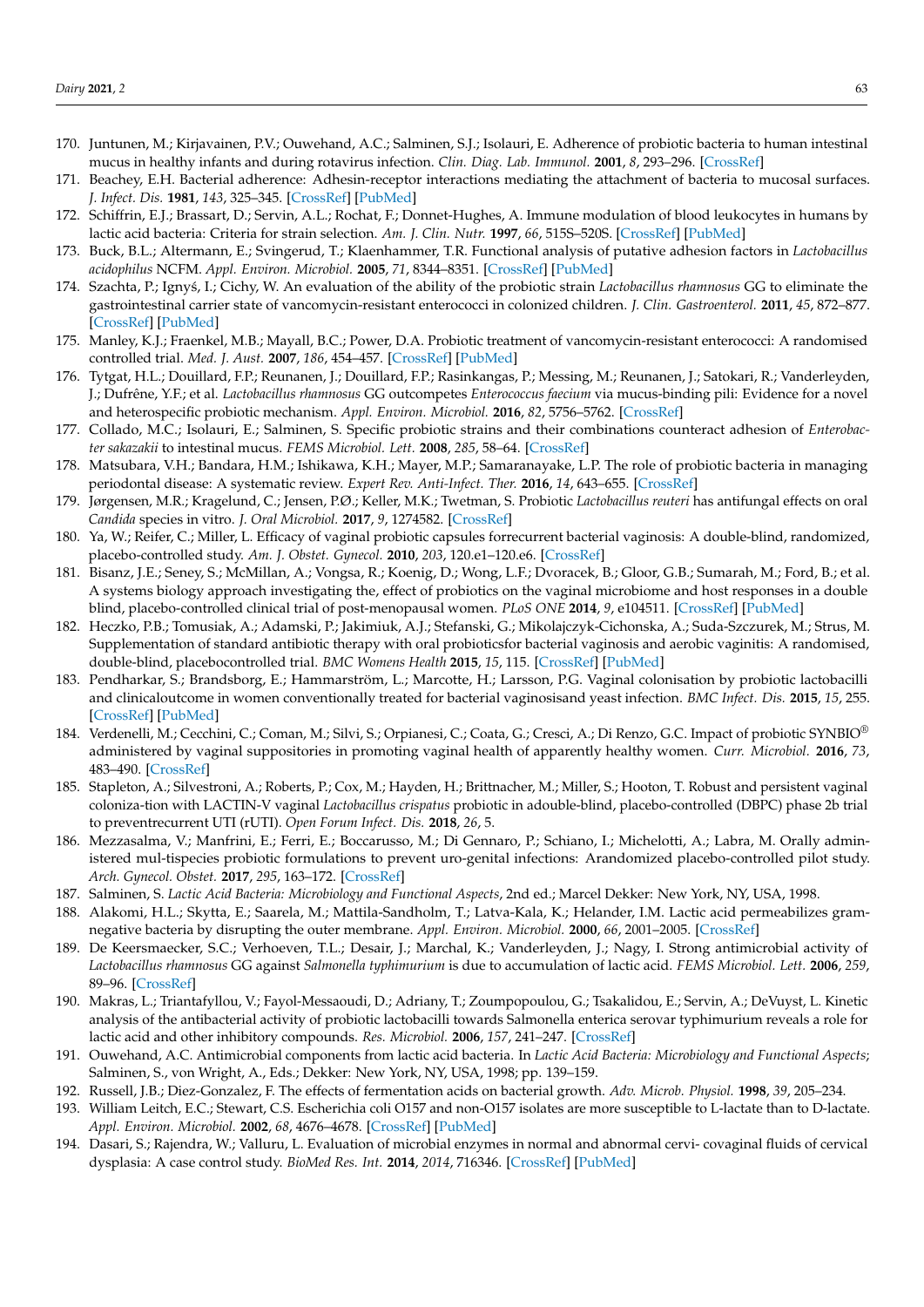170. Juntunen, M.; Kirjavainen, P.V.; Ouwehand, A.C.; Salminen, S.J.; Isolauri, E. Adherence of probiotic bacteria to human intestinal mucus in healthy infants and during rotavirus infection. *Clin. Diag. Lab. Immunol.* **2001**, *8*, 293–296. [CrossRef]
171. Beachey, E.H. Bacterial adherence: Adhesin-receptor interactions mediating the attachment of bacteria to mucosal surfaces. *J. Infect. Dis.* **1981**, *143*, 325–345. [CrossRef] [PubMed]
172. Schiffrin, E.J.; Brassart, D.; Servin, A.L.; Rochat, F.; Donnet-Hughes, A. Immune modulation of blood leukocytes in humans by lactic acid bacteria: Criteria for strain selection. *Am. J. Clin. Nutr.* **1997**, *66*, 515S–520S. [CrossRef] [PubMed]
173. Buck, B.L.; Altermann, E.; Svingerud, T.; Klaenhammer, T.R. Functional analysis of putative adhesion factors in *Lactobacillus acidophilus* NCFM. *Appl. Environ. Microbiol.* **2005**, *71*, 8344–8351. [CrossRef] [PubMed]
174. Szachta, P.; Ignyś, I.; Cichy, W. An evaluation of the ability of the probiotic strain *Lactobacillus rhamnosus* GG to eliminate the gastrointestinal carrier state of vancomycin-resistant enterococci in colonized children. *J. Clin. Gastroenterol.* **2011**, *45*, 872–877. [CrossRef] [PubMed]
175. Manley, K.J.; Fraenkel, M.B.; Mayall, B.C.; Power, D.A. Probiotic treatment of vancomycin-resistant enterococci: A randomised controlled trial. *Med. J. Aust.* **2007**, *186*, 454–457. [CrossRef] [PubMed]
176. Tytgat, H.L.; Douillard, F.P.; Reunanen, J.; Douillard, F.P.; Rasinkangas, P.; Messing, M.; Reunanen, J.; Satokari, R.; Vanderleyden, J.; Dufrêne, Y.F.; et al. *Lactobacillus rhamnosus* GG outcompetes *Enterococcus faecium* via mucus-binding pili: Evidence for a novel and heterospecific probiotic mechanism. *Appl. Environ. Microbiol.* **2016**, *82*, 5756–5762. [CrossRef]
177. Collado, M.C.; Isolauri, E.; Salminen, S. Specific probiotic strains and their combinations counteract adhesion of *Enterobacter sakazakii* to intestinal mucus. *FEMS Microbiol. Lett.* **2008**, *285*, 58–64. [CrossRef]
178. Matsubara, V.H.; Bandara, H.M.; Ishikawa, K.H.; Mayer, M.P.; Samaranayake, L.P. The role of probiotic bacteria in managing periodontal disease: A systematic review. *Expert Rev. Anti-Infect. Ther.* **2016**, *14*, 643–655. [CrossRef]
179. Jørgensen, M.R.; Kragelund, C.; Jensen, P.Ø.; Keller, M.K.; Twetman, S. Probiotic *Lactobacillus reuteri* has antifungal effects on oral *Candida* species in vitro. *J. Oral Microbiol.* **2017**, *9*, 1274582. [CrossRef]
180. Ya, W.; Reifer, C.; Miller, L. Efficacy of vaginal probiotic capsules forrecurrent bacterial vaginosis: A double-blind, randomized, placebo-controlled study. *Am. J. Obstet. Gynecol.* **2010**, *203*, 120.e1–120.e6. [CrossRef]
181. Bisanz, J.E.; Seney, S.; McMillan, A.; Vongsa, R.; Koenig, D.; Wong, L.F.; Dvoracek, B.; Gloor, G.B.; Sumarah, M.; Ford, B.; et al. A systems biology approach investigating the, effect of probiotics on the vaginal microbiome and host responses in a double blind, placebo-controlled clinical trial of post-menopausal women. *PLoS ONE* **2014**, *9*, e104511. [CrossRef] [PubMed]
182. Heczko, P.B.; Tomusiak, A.; Adamski, P.; Jakimiuk, A.J.; Stefanski, G.; Mikolajczyk-Cichonska, A.; Suda-Szczurek, M.; Strus, M. Supplementation of standard antibiotic therapy with oral probioticsfor bacterial vaginosis and aerobic vaginitis: A randomised, double-blind, placebocontrolled trial. *BMC Womens Health* **2015**, *15*, 115. [CrossRef] [PubMed]
183. Pendharkar, S.; Brandsborg, E.; Hammarström, L.; Marcotte, H.; Larsson, P.G. Vaginal colonisation by probiotic lactobacilli and clinicaloutcome in women conventionally treated for bacterial vaginosisand yeast infection. *BMC Infect. Dis.* **2015**, *15*, 255. [CrossRef] [PubMed]
184. Verdenelli, M.; Cecchini, C.; Coman, M.; Silvi, S.; Orpianesi, C.; Coata, G.; Cresci, A.; Di Renzo, G.C. Impact of probiotic SYNBIO® administered by vaginal suppositories in promoting vaginal health of apparently healthy women. *Curr. Microbiol.* **2016**, *73*, 483–490. [CrossRef]
185. Stapleton, A.; Silvestroni, A.; Roberts, P.; Cox, M.; Hayden, H.; Brittnacher, M.; Miller, S.; Hooton, T. Robust and persistent vaginal coloniza-tion with LACTIN-V vaginal *Lactobacillus crispatus* probiotic in adouble-blind, placebo-controlled (DBPC) phase 2b trial to preventrecurrent UTI (rUTI). *Open Forum Infect. Dis.* **2018**, *26*, 5.
186. Mezzasalma, V.; Manfrini, E.; Ferri, E.; Boccarusso, M.; Di Gennaro, P.; Schiano, I.; Michelotti, A.; Labra, M. Orally administered mul-tispecies probiotic formulations to prevent uro-genital infections: Arandomized placebo-controlled pilot study. *Arch. Gynecol. Obstet.* **2017**, *295*, 163–172. [CrossRef]
187. Salminen, S. *Lactic Acid Bacteria: Microbiology and Functional Aspects*, 2nd ed.; Marcel Dekker: New York, NY, USA, 1998.
188. Alakomi, H.L.; Skytta, E.; Saarela, M.; Mattila-Sandholm, T.; Latva-Kala, K.; Helander, I.M. Lactic acid permeabilizes gram-negative bacteria by disrupting the outer membrane. *Appl. Environ. Microbiol.* **2000**, *66*, 2001–2005. [CrossRef]
189. De Keersmaecker, S.C.; Verhoeven, T.L.; Desair, J.; Marchal, K.; Vanderleyden, J.; Nagy, I. Strong antimicrobial activity of *Lactobacillus rhamnosus* GG against *Salmonella typhimurium* is due to accumulation of lactic acid. *FEMS Microbiol. Lett.* **2006**, *259*, 89–96. [CrossRef]
190. Makras, L.; Triantafyllou, V.; Fayol-Messaoudi, D.; Adriany, T.; Zoumpopoulou, G.; Tsakalidou, E.; Servin, A.; DeVuyst, L. Kinetic analysis of the antibacterial activity of probiotic lactobacilli towards Salmonella enterica serovar typhimurium reveals a role for lactic acid and other inhibitory compounds. *Res. Microbiol.* **2006**, *157*, 241–247. [CrossRef]
191. Ouwehand, A.C. Antimicrobial components from lactic acid bacteria. In *Lactic Acid Bacteria: Microbiology and Functional Aspects*; Salminen, S., von Wright, A., Eds.; Dekker: New York, NY, USA, 1998; pp. 139–159.
192. Russell, J.B.; Diez-Gonzalez, F. The effects of fermentation acids on bacterial growth. *Adv. Microb. Physiol.* **1998**, *39*, 205–234.
193. William Leitch, E.C.; Stewart, C.S. Escherichia coli O157 and non-O157 isolates are more susceptible to L-lactate than to D-lactate. *Appl. Environ. Microbiol.* **2002**, *68*, 4676–4678. [CrossRef] [PubMed]
194. Dasari, S.; Rajendra, W.; Valluru, L. Evaluation of microbial enzymes in normal and abnormal cervi- covaginal fluids of cervical dysplasia: A case control study. *BioMed Res. Int.* **2014**, *2014*, 716346. [CrossRef] [PubMed]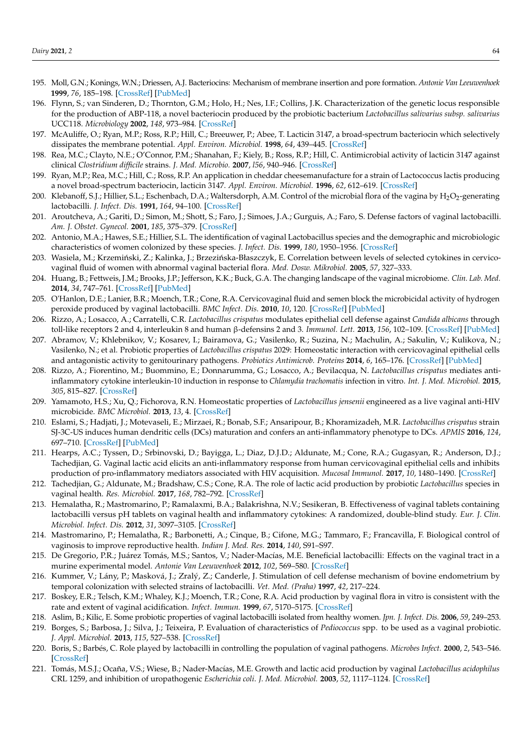195. Moll, G.N.; Konings, W.N.; Driessen, A.J. Bacteriocins: Mechanism of membrane insertion and pore formation. *Antonie Van Leeuwenhoek* **1999**, *76*, 185–198. [CrossRef] [PubMed]
196. Flynn, S.; van Sinderen, D.; Thornton, G.M.; Holo, H.; Nes, I.F.; Collins, J.K. Characterization of the genetic locus responsible for the production of ABP-118, a novel bacteriocin produced by the probiotic bacterium *Lactobacillus salivarius subsp. salivarius* UCC118. *Microbiology* **2002**, *148*, 973–984. [CrossRef]
197. McAuliffe, O.; Ryan, M.P.; Ross, R.P.; Hill, C.; Breeuwer, P.; Abee, T. Lacticin 3147, a broad-spectrum bacteriocin which selectively dissipates the membrane potential. *Appl. Environ. Microbiol.* **1998**, *64*, 439–445. [CrossRef]
198. Rea, M.C.; Clayto, N.E.; O'Connor, P.M.; Shanahan, F.; Kiely, B.; Ross, R.P.; Hill, C. Antimicrobial activity of lacticin 3147 against clinical *Clostridium difficile* strains. *J. Med. Microbio.* **2007**, *l56*, 940–946. [CrossRef]
199. Ryan, M.P.; Rea, M.C.; Hill, C.; Ross, R.P. An application in cheddar cheesemanufacture for a strain of Lactococcus lactis producing a novel broad-spectrum bacteriocin, lacticin 3147. *Appl. Environ. Microbiol.* **1996**, *62*, 612–619. [CrossRef]
200. Klebanoff, S.J.; Hillier, S.L.; Eschenbach, D.A.; Waltersdorph, A.M. Control of the microbial flora of the vagina by $H_2O_2$-generating lactobacilli. *J. Infect. Dis.* **1991**, *164*, 94–100. [CrossRef]
201. Aroutcheva, A.; Gariti, D.; Simon, M.; Shott, S.; Faro, J.; Simoes, J.A.; Gurguis, A.; Faro, S. Defense factors of vaginal lactobacilli. *Am. J. Obstet. Gynecol.* **2001**, *185*, 375–379. [CrossRef]
202. Antonio, M.A.; Hawes, S.E.; Hillier, S.L. The identification of vaginal Lactobacillus species and the demographic and microbiologic characteristics of women colonized by these species. *J. Infect. Dis.* **1999**, *180*, 1950–1956. [CrossRef]
203. Wasiela, M.; Krzemiński, Z.; Kalinka, J.; Brzezińska-Błaszczyk, E. Correlation between levels of selected cytokines in cervico-vaginal fluid of women with abnormal vaginal bacterial flora. *Med. Dosw. Mikrobiol.* **2005**, *57*, 327–333.
204. Huang, B.; Fettweis, J.M.; Brooks, J.P.; Jefferson, K.K.; Buck, G.A. The changing landscape of the vaginal microbiome. *Clin. Lab. Med.* **2014**, *34*, 747–761. [CrossRef] [PubMed]
205. O'Hanlon, D.E.; Lanier, B.R.; Moench, T.R.; Cone, R.A. Cervicovaginal fluid and semen block the microbicidal activity of hydrogen peroxide produced by vaginal lactobacilli. *BMC Infect. Dis.* **2010**, *10*, 120. [CrossRef] [PubMed]
206. Rizzo, A.; Losacco, A.; Carratelli, C.R. *Lactobacillus crispatus* modulates epithelial cell defense against *Candida albicans* through toll-like receptors 2 and 4, interleukin 8 and human β-defensins 2 and 3. *Immunol. Lett.* **2013**, *156*, 102–109. [CrossRef] [PubMed]
207. Abramov, V.; Khlebnikov, V.; Kosarev, I.; Bairamova, G.; Vasilenko, R.; Suzina, N.; Machulin, A.; Sakulin, V.; Kulikova, N.; Vasilenko, N.; et al. Probiotic properties of *Lactobacillus crispatus* 2029: Homeostatic interaction with cervicovaginal epithelial cells and antagonistic activity to genitourinary pathogens. *Probiotics Antimicrob. Proteins* **2014**, *6*, 165–176. [CrossRef] [PubMed]
208. Rizzo, A.; Fiorentino, M.; Buommino, E.; Donnarumma, G.; Losacco, A.; Bevilacqua, N. *Lactobacillus crispatus* mediates anti-inflammatory cytokine interleukin-10 induction in response to *Chlamydia trachomatis* infection in vitro. *Int. J. Med. Microbiol.* **2015**, *305*, 815–827. [CrossRef]
209. Yamamoto, H.S.; Xu, Q.; Fichorova, R.N. Homeostatic properties of *Lactobacillus jensenii* engineered as a live vaginal anti-HIV microbicide. *BMC Microbiol.* **2013**, *13*, 4. [CrossRef]
210. Eslami, S.; Hadjati, J.; Motevaseli, E.; Mirzaei, R.; Bonab, S.F.; Ansaripour, B.; Khoramizadeh, M.R. *Lactobacillus crispatus* strain SJ-3C-US induces human dendritic cells (DCs) maturation and confers an anti-inflammatory phenotype to DCs. *APMIS* **2016**, *124*, 697–710. [CrossRef] [PubMed]
211. Hearps, A.C.; Tyssen, D.; Srbinovski, D.; Bayigga, L.; Diaz, D.J.D.; Aldunate, M.; Cone, R.A.; Gugasyan, R.; Anderson, D.J.; Tachedjian, G. Vaginal lactic acid elicits an anti-inflammatory response from human cervicovaginal epithelial cells and inhibits production of pro-inflammatory mediators associated with HIV acquisition. *Mucosal Immunol.* **2017**, *10*, 1480–1490. [CrossRef]
212. Tachedjian, G.; Aldunate, M.; Bradshaw, C.S.; Cone, R.A. The role of lactic acid production by probiotic *Lactobacillus* species in vaginal health. *Res. Microbiol.* **2017**, *168*, 782–792. [CrossRef]
213. Hemalatha, R.; Mastromarino, P.; Ramalaxmi, B.A.; Balakrishna, N.V.; Sesikeran, B. Effectiveness of vaginal tablets containing lactobacilli versus pH tablets on vaginal health and inflammatory cytokines: A randomized, double-blind study. *Eur. J. Clin. Microbiol. Infect. Dis.* **2012**, *31*, 3097–3105. [CrossRef]
214. Mastromarino, P.; Hemalatha, R.; Barbonetti, A.; Cinque, B.; Cifone, M.G.; Tammaro, F.; Francavilla, F. Biological control of vaginosis to improve reproductive health. *Indian J. Med. Res.* **2014**, *140*, S91–S97.
215. De Gregorio, P.R.; Juárez Tomás, M.S.; Santos, V.; Nader-Macías, M.E. Beneficial lactobacilli: Effects on the vaginal tract in a murine experimental model. *Antonie Van Leeuwenhoek* **2012**, *102*, 569–580. [CrossRef]
216. Kummer, V.; Lány, P.; Masková, J.; Zralý, Z.; Canderle, J. Stimulation of cell defense mechanism of bovine endometrium by temporal colonization with selected strains of lactobacilli. *Vet. Med. (Praha)* **1997**, *42*, 217–224.
217. Boskey, E.R.; Telsch, K.M.; Whaley, K.J.; Moench, T.R.; Cone, R.A. Acid production by vaginal flora in vitro is consistent with the rate and extent of vaginal acidification. *Infect. Immun.* **1999**, *67*, 5170–5175. [CrossRef]
218. Aslim, B.; Kilic, E. Some probiotic properties of vaginal lactobacilli isolated from healthy women. *Jpn. J. Infect. Dis.* **2006**, *59*, 249–253.
219. Borges, S.; Barbosa, J.; Silva, J.; Teixeira, P. Evaluation of characteristics of *Pediococcus* spp. to be used as a vaginal probiotic. *J. Appl. Microbiol.* **2013**, *115*, 527–538. [CrossRef]
220. Boris, S.; Barbés, C. Role played by lactobacilli in controlling the population of vaginal pathogens. *Microbes Infect.* **2000**, *2*, 543–546. [CrossRef]
221. Tomás, M.S.J.; Ocaña, V.S.; Wiese, B.; Nader-Macías, M.E. Growth and lactic acid production by vaginal *Lactobacillus acidophilus* CRL 1259, and inhibition of uropathogenic *Escherichia coli*. *J. Med. Microbiol.* **2003**, *52*, 1117–1124. [CrossRef]